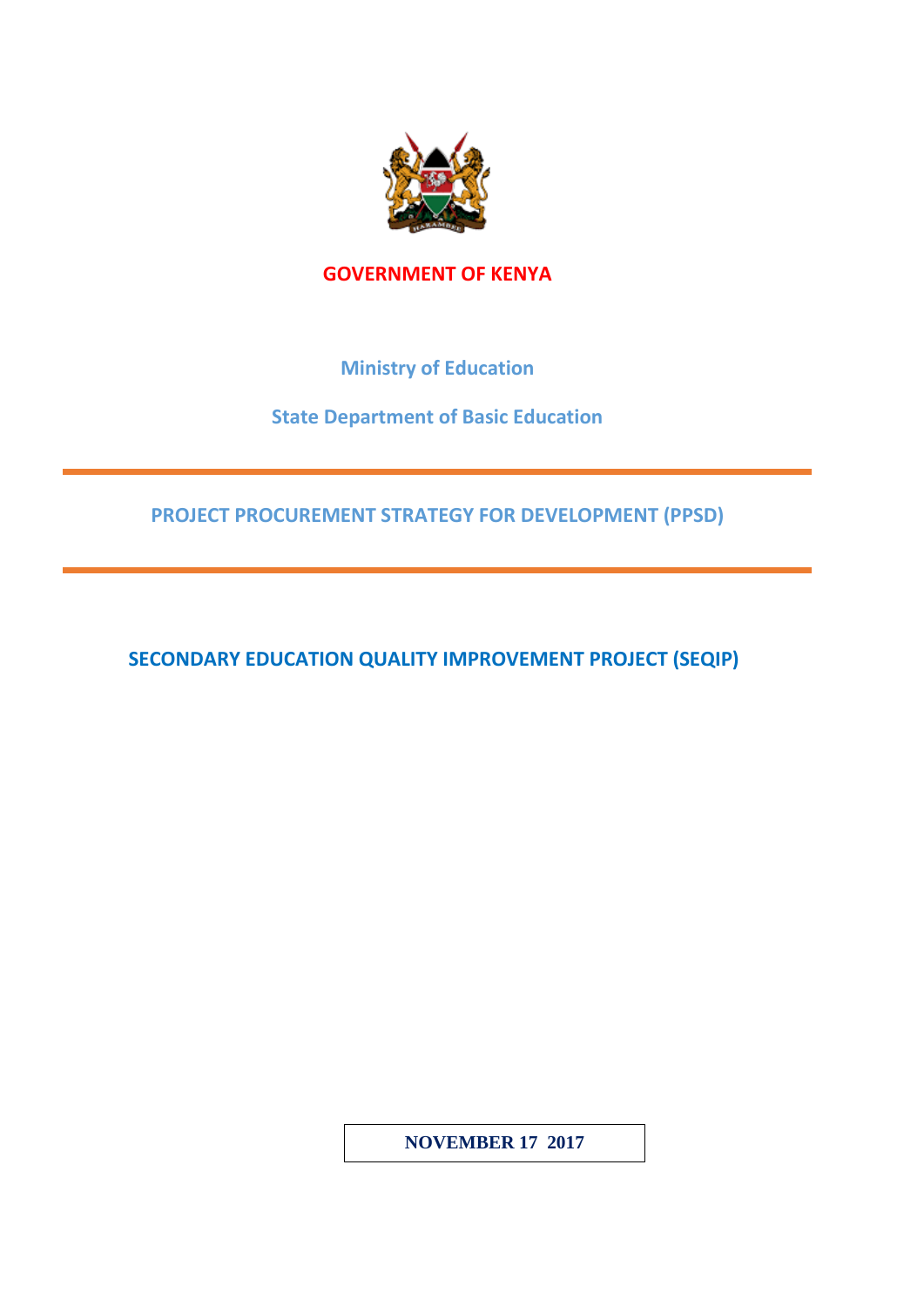**GOVERNMENT OF KENYA**

**Ministry of Education**

**State Department of Basic Education**

# PROJECT PROCUREMENT STRATEGY FOR DEVELOPMENT (PPSD)

## SECONDARY EDUCATION QUALITY IMPROVEMENT PROJECT (SEQIP)

**NOVEMBER 17 2017**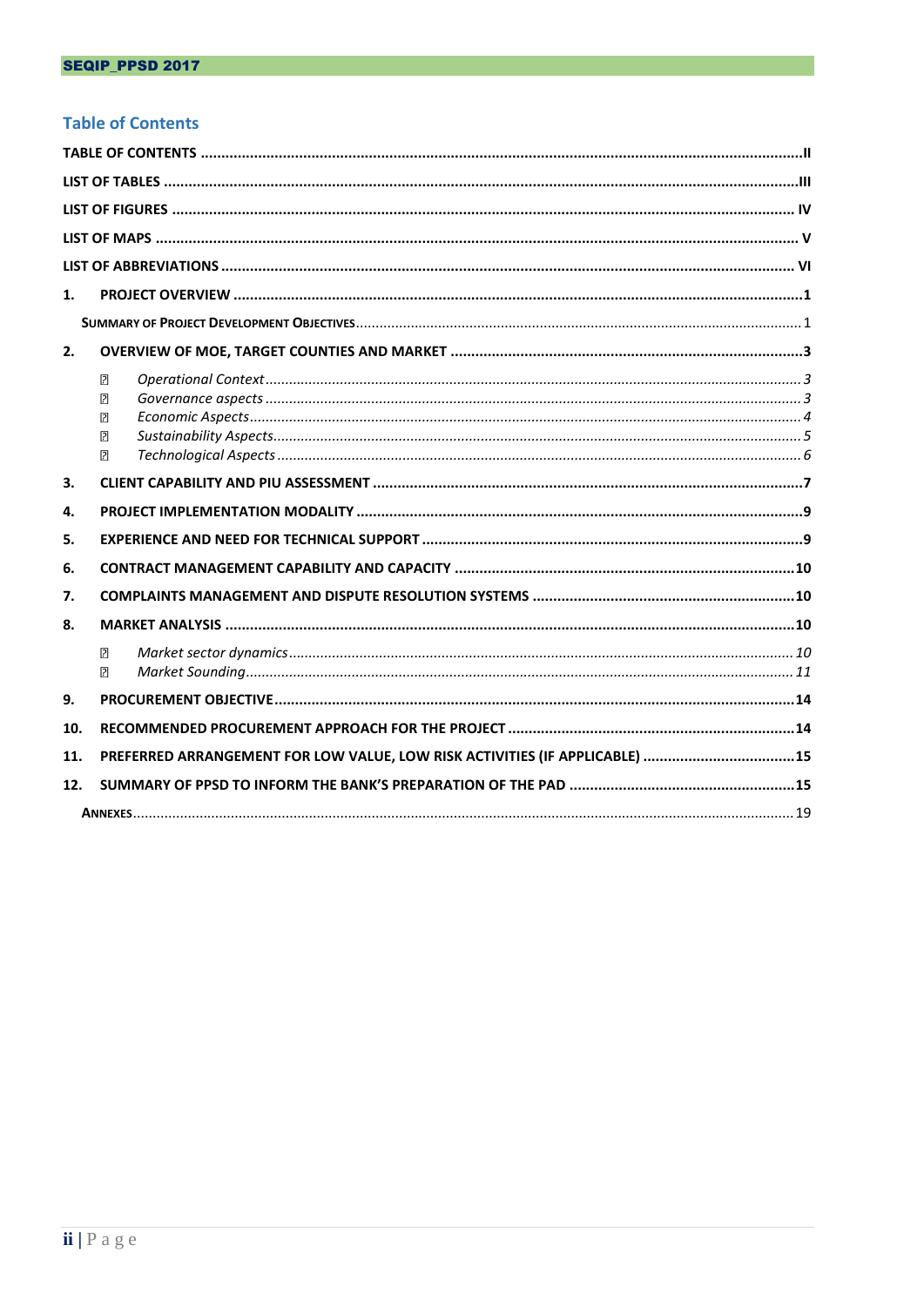## Table of Contents

TABLE OF CONTENTS ..... II

LIST OF TABLES ..... III

LIST OF FIGURES ..... IV

LIST OF MAPS ..... V

LIST OF ABBREVIATIONS ..... VI

1. PROJECT OVERVIEW ..... 1
   - SUMMARY OF PROJECT DEVELOPMENT OBJECTIVES ..... 1
2. OVERVIEW OF MOE, TARGET COUNTIES AND MARKET ..... 3
   - *Operational Context* ..... 3
   - *Governance aspects* ..... 3
   - *Economic Aspects* ..... 4
   - *Sustainability Aspects* ..... 5
   - *Technological Aspects* ..... 6
3. CLIENT CAPABILITY AND PIU ASSESSMENT ..... 7
4. PROJECT IMPLEMENTATION MODALITY ..... 9
5. EXPERIENCE AND NEED FOR TECHNICAL SUPPORT ..... 9
6. CONTRACT MANAGEMENT CAPABILITY AND CAPACITY ..... 10
7. COMPLAINTS MANAGEMENT AND DISPUTE RESOLUTION SYSTEMS ..... 10
8. MARKET ANALYSIS ..... 10
   - *Market sector dynamics* ..... 10
   - *Market Sounding* ..... 11
9. PROCUREMENT OBJECTIVE ..... 14
10. RECOMMENDED PROCUREMENT APPROACH FOR THE PROJECT ..... 14
11. PREFERRED ARRANGEMENT FOR LOW VALUE, LOW RISK ACTIVITIES (IF APPLICABLE) ..... 15
12. SUMMARY OF PPSD TO INFORM THE BANK'S PREPARATION OF THE PAD ..... 15

ANNEXES ..... 19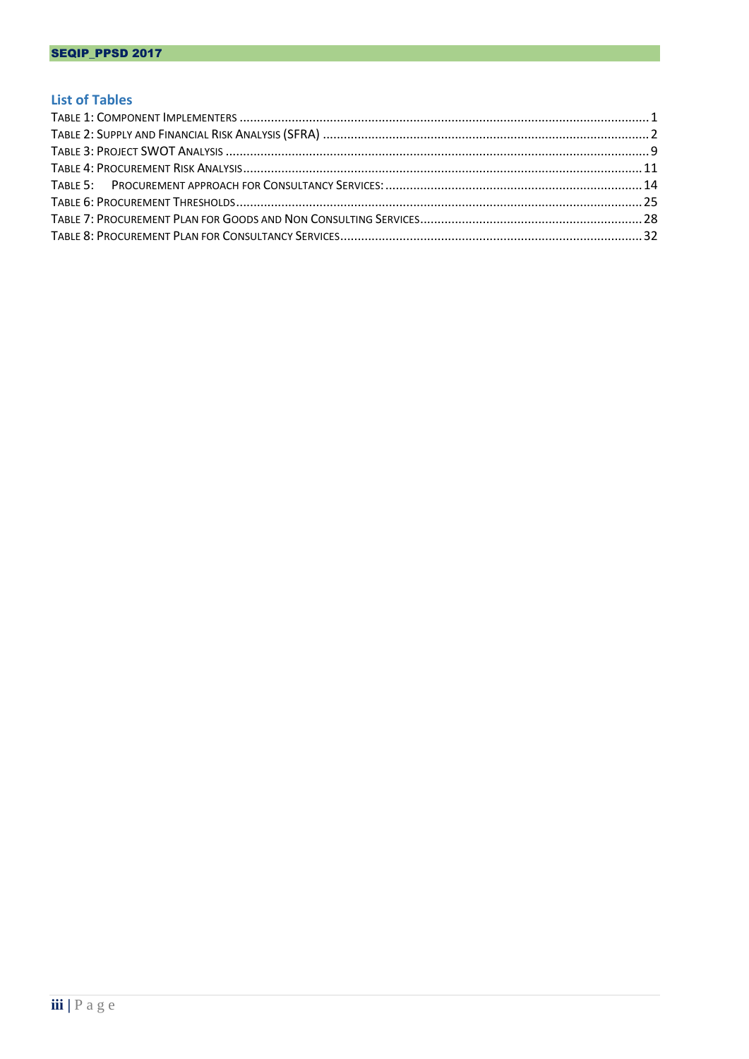## List of Tables

Table 1: Component Implementers ........ 1
Table 2: Supply and Financial Risk Analysis (SFRA) ........ 2
Table 3: Project SWOT Analysis ........ 9
Table 4: Procurement Risk Analysis ........ 11
Table 5: Procurement approach for Consultancy Services: ........ 14
Table 6: Procurement Thresholds ........ 25
Table 7: Procurement Plan for Goods and Non Consulting Services ........ 28
Table 8: Procurement Plan for Consultancy Services ........ 32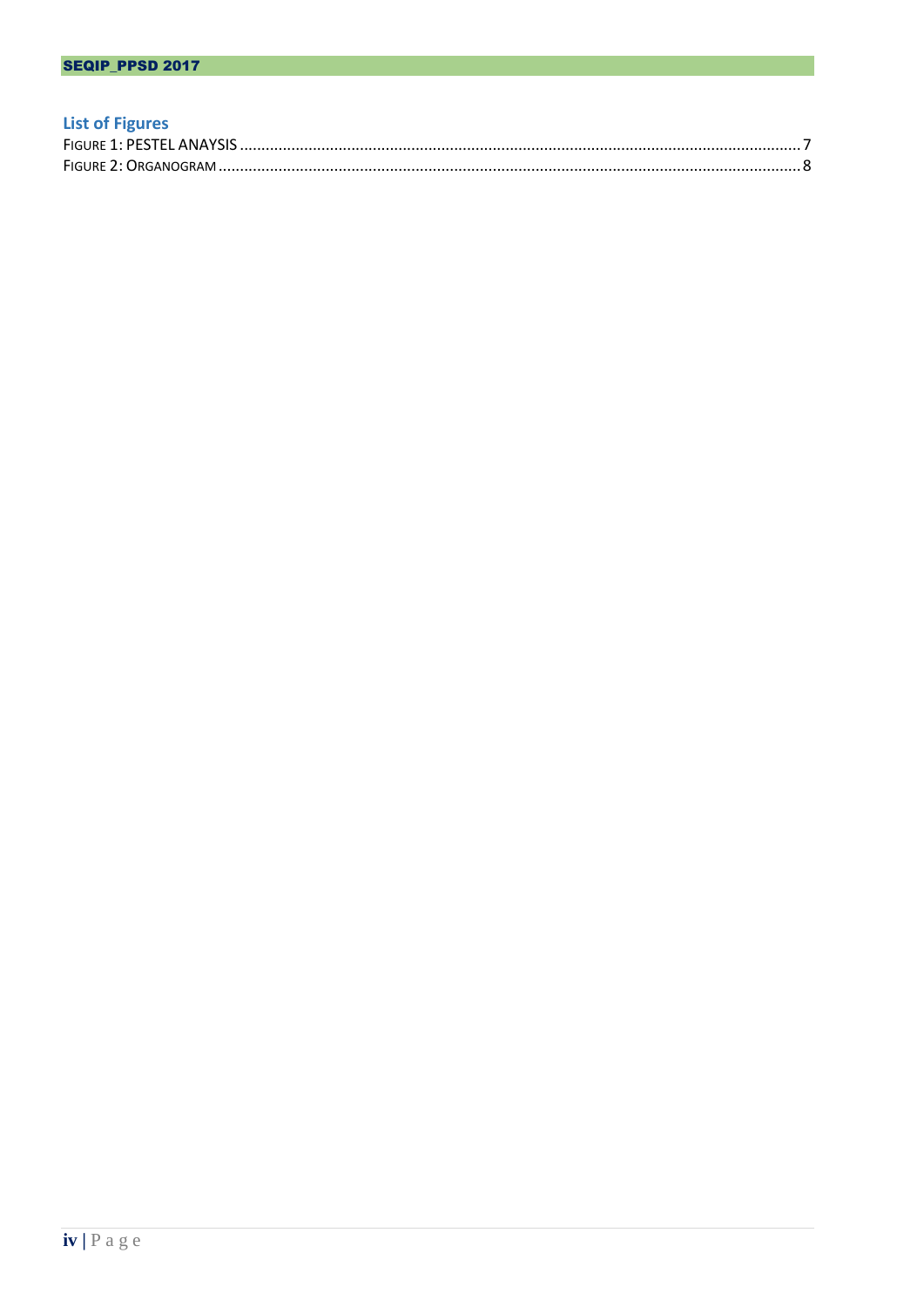## List of Figures

FIGURE 1: PESTEL ANAYSIS .......... 7
FIGURE 2: ORGANOGRAM .......... 8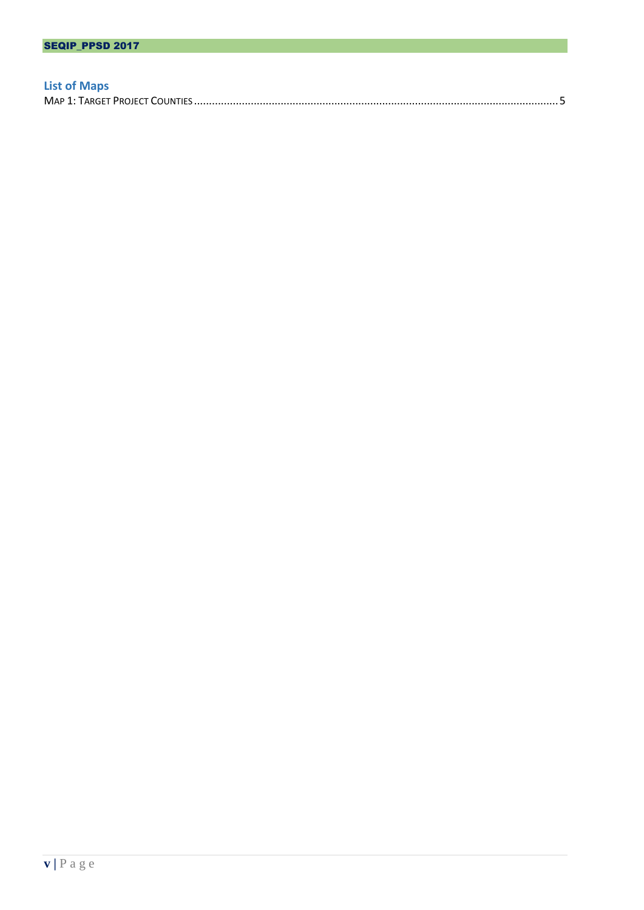## List of Maps

Map 1: Target Project Counties ........................................................................................................................ 5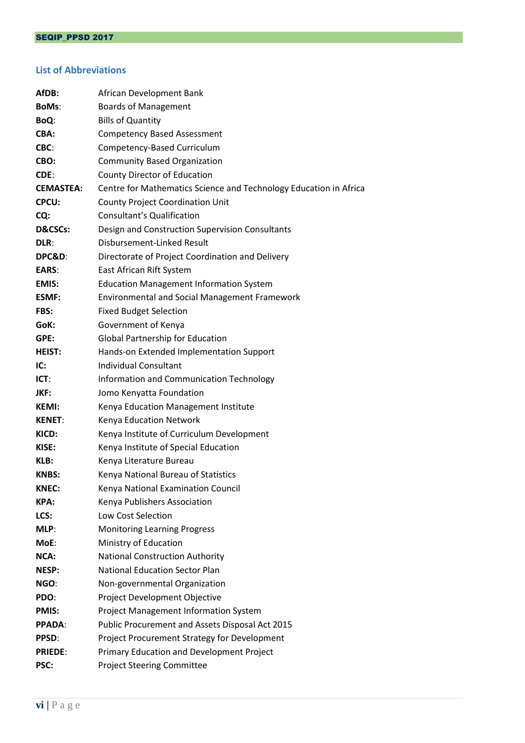## List of Abbreviations

| | |
|---|---|
| **AfDB:** | African Development Bank |
| **BoMs**: | Boards of Management |
| **BoQ**: | Bills of Quantity |
| **CBA:** | Competency Based Assessment |
| **CBC**: | Competency-Based Curriculum |
| **CBO:** | Community Based Organization |
| **CDE**: | County Director of Education |
| **CEMASTEA:** | Centre for Mathematics Science and Technology Education in Africa |
| **CPCU:** | County Project Coordination Unit |
| **CQ:** | Consultant's Qualification |
| **D&CSCs:** | Design and Construction Supervision Consultants |
| **DLR**: | Disbursement-Linked Result |
| **DPC&D**: | Directorate of Project Coordination and Delivery |
| **EARS**: | East African Rift System |
| **EMIS:** | Education Management Information System |
| **ESMF:** | Environmental and Social Management Framework |
| **FBS:** | Fixed Budget Selection |
| **GoK:** | Government of Kenya |
| **GPE:** | Global Partnership for Education |
| **HEIST:** | Hands-on Extended Implementation Support |
| **IC:** | Individual Consultant |
| **ICT**: | Information and Communication Technology |
| **JKF:** | Jomo Kenyatta Foundation |
| **KEMI:** | Kenya Education Management Institute |
| **KENET**: | Kenya Education Network |
| **KICD:** | Kenya Institute of Curriculum Development |
| **KISE:** | Kenya Institute of Special Education |
| **KLB:** | Kenya Literature Bureau |
| **KNBS:** | Kenya National Bureau of Statistics |
| **KNEC:** | Kenya National Examination Council |
| **KPA:** | Kenya Publishers Association |
| **LCS:** | Low Cost Selection |
| **MLP**: | Monitoring Learning Progress |
| **MoE**: | Ministry of Education |
| **NCA:** | National Construction Authority |
| **NESP:** | National Education Sector Plan |
| **NGO**: | Non-governmental Organization |
| **PDO**: | Project Development Objective |
| **PMIS:** | Project Management Information System |
| **PPADA**: | Public Procurement and Assets Disposal Act 2015 |
| **PPSD**: | Project Procurement Strategy for Development |
| **PRIEDE**: | Primary Education and Development Project |
| **PSC:** | Project Steering Committee |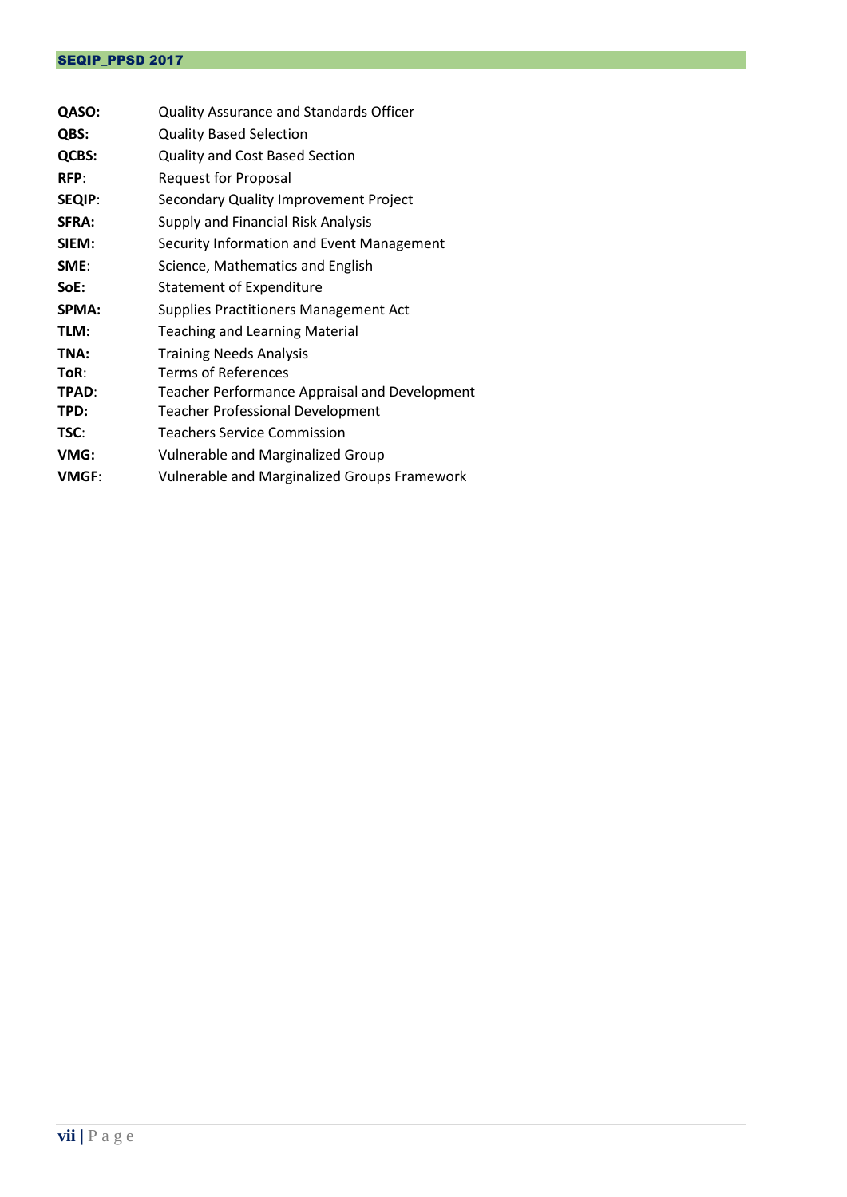| | |
|---|---|
| **QASO:** | Quality Assurance and Standards Officer |
| **QBS:** | Quality Based Selection |
| **QCBS:** | Quality and Cost Based Section |
| **RFP**: | Request for Proposal |
| **SEQIP**: | Secondary Quality Improvement Project |
| **SFRA:** | Supply and Financial Risk Analysis |
| **SIEM:** | Security Information and Event Management |
| **SME**: | Science, Mathematics and English |
| **SoE:** | Statement of Expenditure |
| **SPMA:** | Supplies Practitioners Management Act |
| **TLM:** | Teaching and Learning Material |
| **TNA:** | Training Needs Analysis |
| **ToR**: | Terms of References |
| **TPAD**: | Teacher Performance Appraisal and Development |
| **TPD:** | Teacher Professional Development |
| **TSC**: | Teachers Service Commission |
| **VMG:** | Vulnerable and Marginalized Group |
| **VMGF**: | Vulnerable and Marginalized Groups Framework |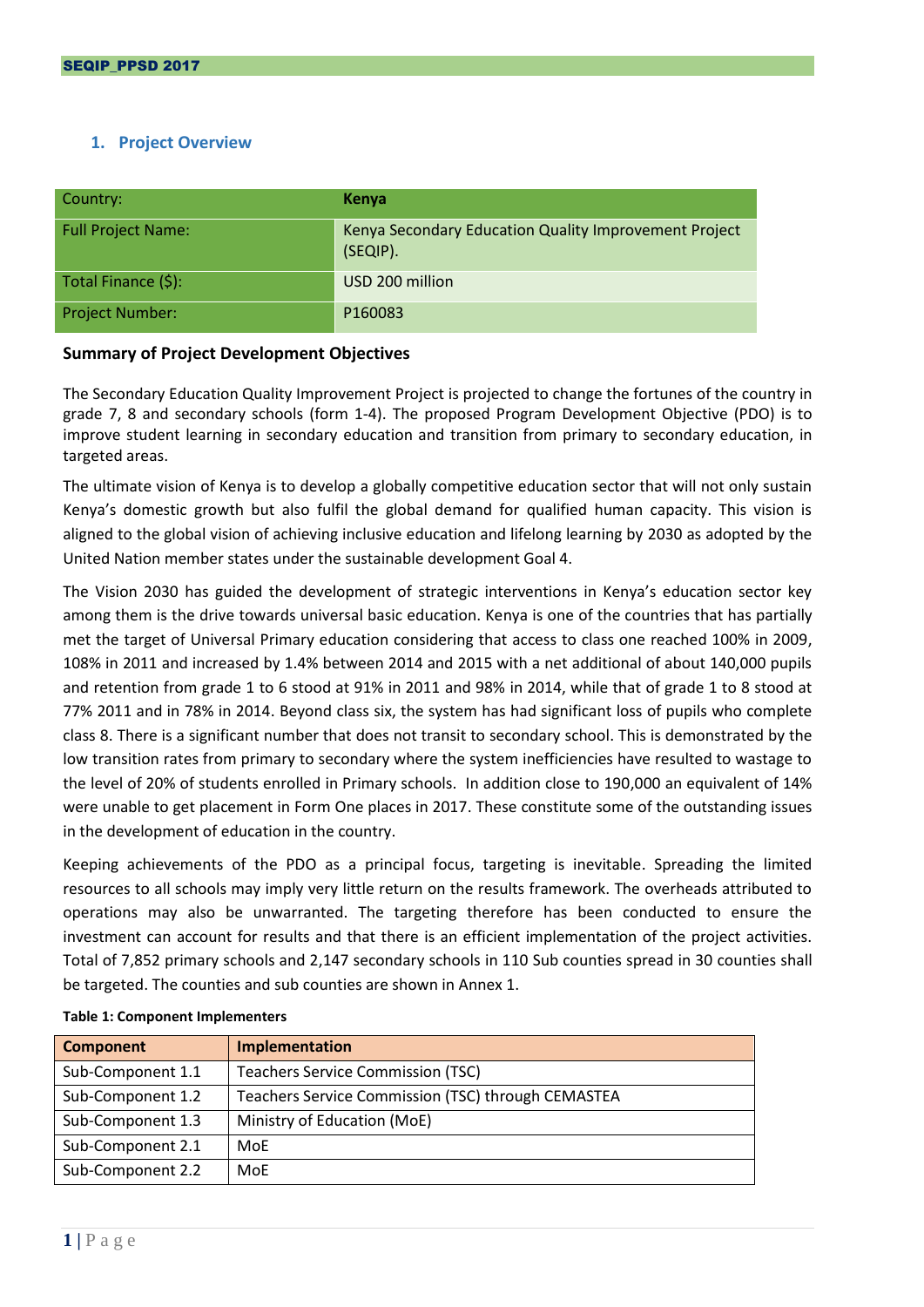## 1. Project Overview

| | |
|---|---|
| Country: | **Kenya** |
| Full Project Name: | Kenya Secondary Education Quality Improvement Project (SEQIP). |
| Total Finance ($): | USD 200 million |
| Project Number: | P160083 |

**Summary of Project Development Objectives**

The Secondary Education Quality Improvement Project is projected to change the fortunes of the country in grade 7, 8 and secondary schools (form 1-4). The proposed Program Development Objective (PDO) is to improve student learning in secondary education and transition from primary to secondary education, in targeted areas.

The ultimate vision of Kenya is to develop a globally competitive education sector that will not only sustain Kenya's domestic growth but also fulfil the global demand for qualified human capacity. This vision is aligned to the global vision of achieving inclusive education and lifelong learning by 2030 as adopted by the United Nation member states under the sustainable development Goal 4.

The Vision 2030 has guided the development of strategic interventions in Kenya's education sector key among them is the drive towards universal basic education. Kenya is one of the countries that has partially met the target of Universal Primary education considering that access to class one reached 100% in 2009, 108% in 2011 and increased by 1.4% between 2014 and 2015 with a net additional of about 140,000 pupils and retention from grade 1 to 6 stood at 91% in 2011 and 98% in 2014, while that of grade 1 to 8 stood at 77% 2011 and in 78% in 2014. Beyond class six, the system has had significant loss of pupils who complete class 8. There is a significant number that does not transit to secondary school. This is demonstrated by the low transition rates from primary to secondary where the system inefficiencies have resulted to wastage to the level of 20% of students enrolled in Primary schools. In addition close to 190,000 an equivalent of 14% were unable to get placement in Form One places in 2017. These constitute some of the outstanding issues in the development of education in the country.

Keeping achievements of the PDO as a principal focus, targeting is inevitable. Spreading the limited resources to all schools may imply very little return on the results framework. The overheads attributed to operations may also be unwarranted. The targeting therefore has been conducted to ensure the investment can account for results and that there is an efficient implementation of the project activities. Total of 7,852 primary schools and 2,147 secondary schools in 110 Sub counties spread in 30 counties shall be targeted. The counties and sub counties are shown in Annex 1.

**Table 1: Component Implementers**

| Component | Implementation |
|---|---|
| Sub-Component 1.1 | Teachers Service Commission (TSC) |
| Sub-Component 1.2 | Teachers Service Commission (TSC) through CEMASTEA |
| Sub-Component 1.3 | Ministry of Education (MoE) |
| Sub-Component 2.1 | MoE |
| Sub-Component 2.2 | MoE |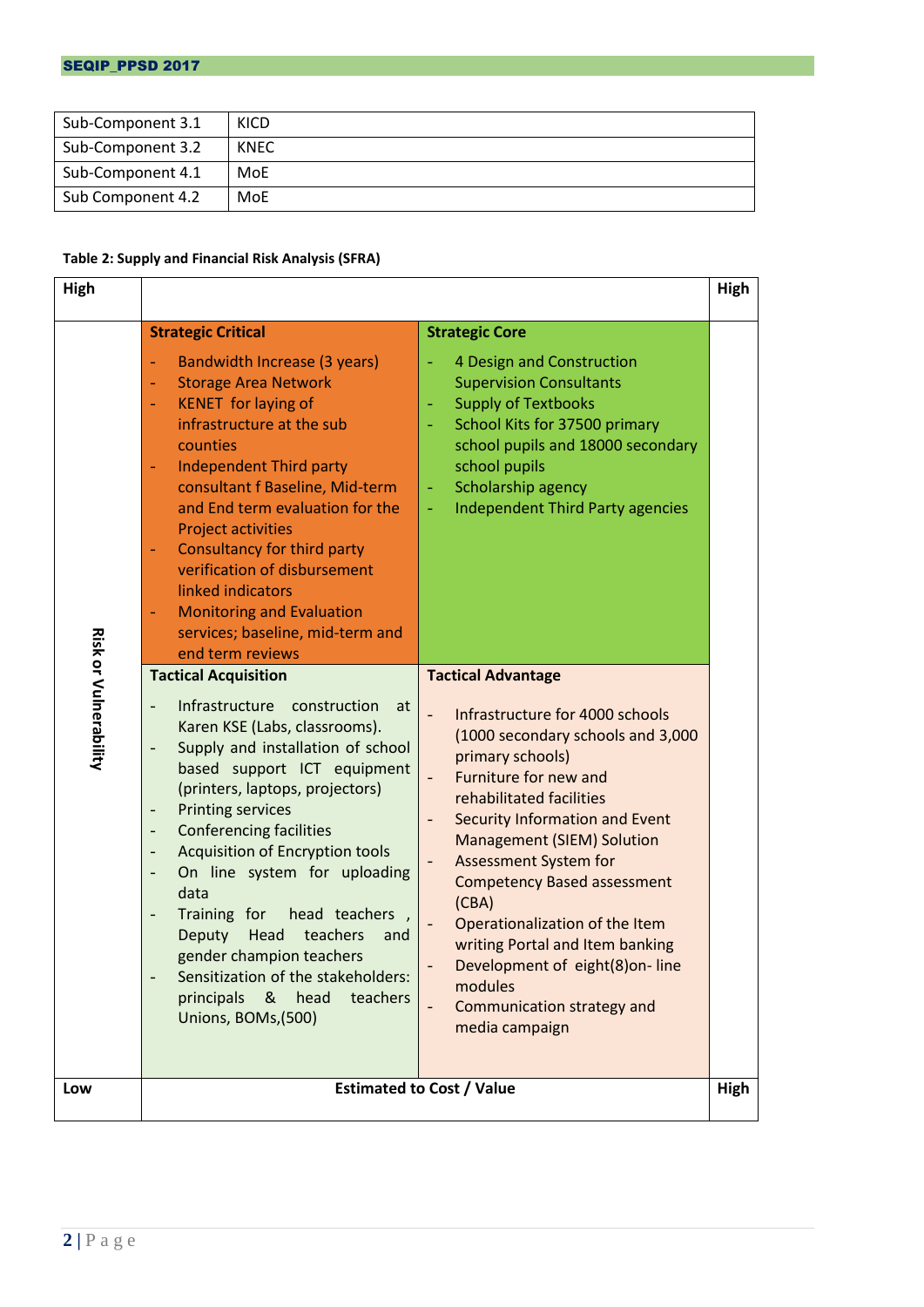| | |
|---|---|
| Sub-Component 3.1 | KICD |
| Sub-Component 3.2 | KNEC |
| Sub-Component 4.1 | MoE |
| Sub Component 4.2 | MoE |

**Table 2: Supply and Financial Risk Analysis (SFRA)**

| High | | | High |
|---|---|---|---|
| **Risk or Vulnerability** | **Strategic Critical**<br>- Bandwidth Increase (3 years)<br>- Storage Area Network<br>- KENET for laying of infrastructure at the sub counties<br>- Independent Third party consultant f Baseline, Mid-term and End term evaluation for the Project activities<br>- Consultancy for third party verification of disbursement linked indicators<br>- Monitoring and Evaluation services; baseline, mid-term and end term reviews | **Strategic Core**<br>- 4 Design and Construction Supervision Consultants<br>- Supply of Textbooks<br>- School Kits for 37500 primary school pupils and 18000 secondary school pupils<br>- Scholarship agency<br>- Independent Third Party agencies | |
| | **Tactical Acquisition**<br>- Infrastructure construction at Karen KSE (Labs, classrooms).<br>- Supply and installation of school based support ICT equipment (printers, laptops, projectors)<br>- Printing services<br>- Conferencing facilities<br>- Acquisition of Encryption tools<br>- On line system for uploading data<br>- Training for head teachers , Deputy Head teachers and gender champion teachers<br>- Sensitization of the stakeholders: principals & head teachers Unions, BOMs,(500) | **Tactical Advantage**<br>- Infrastructure for 4000 schools (1000 secondary schools and 3,000 primary schools)<br>- Furniture for new and rehabilitated facilities<br>- Security Information and Event Management (SIEM) Solution<br>- Assessment System for Competency Based assessment (CBA)<br>- Operationalization of the Item writing Portal and Item banking<br>- Development of eight(8)on- line modules<br>- Communication strategy and media campaign | |
| **Low** | **Estimated to Cost / Value** | | **High** |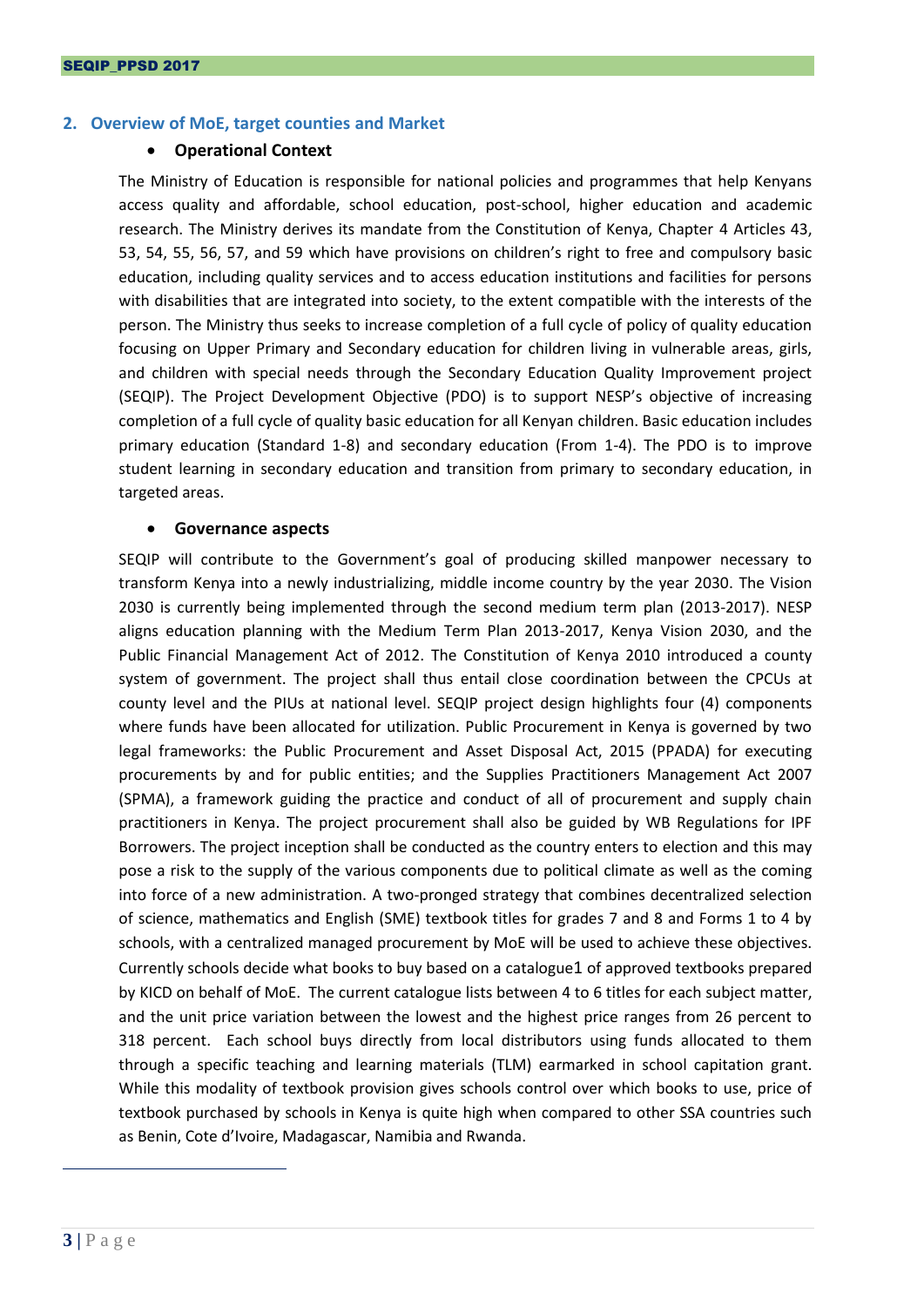## 2. Overview of MoE, target counties and Market

- **Operational Context**

The Ministry of Education is responsible for national policies and programmes that help Kenyans access quality and affordable, school education, post-school, higher education and academic research. The Ministry derives its mandate from the Constitution of Kenya, Chapter 4 Articles 43, 53, 54, 55, 56, 57, and 59 which have provisions on children's right to free and compulsory basic education, including quality services and to access education institutions and facilities for persons with disabilities that are integrated into society, to the extent compatible with the interests of the person. The Ministry thus seeks to increase completion of a full cycle of policy of quality education focusing on Upper Primary and Secondary education for children living in vulnerable areas, girls, and children with special needs through the Secondary Education Quality Improvement project (SEQIP). The Project Development Objective (PDO) is to support NESP's objective of increasing completion of a full cycle of quality basic education for all Kenyan children. Basic education includes primary education (Standard 1-8) and secondary education (From 1-4). The PDO is to improve student learning in secondary education and transition from primary to secondary education, in targeted areas.

- **Governance aspects**

SEQIP will contribute to the Government's goal of producing skilled manpower necessary to transform Kenya into a newly industrializing, middle income country by the year 2030. The Vision 2030 is currently being implemented through the second medium term plan (2013-2017). NESP aligns education planning with the Medium Term Plan 2013-2017, Kenya Vision 2030, and the Public Financial Management Act of 2012. The Constitution of Kenya 2010 introduced a county system of government. The project shall thus entail close coordination between the CPCUs at county level and the PIUs at national level. SEQIP project design highlights four (4) components where funds have been allocated for utilization. Public Procurement in Kenya is governed by two legal frameworks: the Public Procurement and Asset Disposal Act, 2015 (PPADA) for executing procurements by and for public entities; and the Supplies Practitioners Management Act 2007 (SPMA), a framework guiding the practice and conduct of all of procurement and supply chain practitioners in Kenya. The project procurement shall also be guided by WB Regulations for IPF Borrowers. The project inception shall be conducted as the country enters to election and this may pose a risk to the supply of the various components due to political climate as well as the coming into force of a new administration. A two-pronged strategy that combines decentralized selection of science, mathematics and English (SME) textbook titles for grades 7 and 8 and Forms 1 to 4 by schools, with a centralized managed procurement by MoE will be used to achieve these objectives. Currently schools decide what books to buy based on a catalogue[1] of approved textbooks prepared by KICD on behalf of MoE. The current catalogue lists between 4 to 6 titles for each subject matter, and the unit price variation between the lowest and the highest price ranges from 26 percent to 318 percent. Each school buys directly from local distributors using funds allocated to them through a specific teaching and learning materials (TLM) earmarked in school capitation grant. While this modality of textbook provision gives schools control over which books to use, price of textbook purchased by schools in Kenya is quite high when compared to other SSA countries such as Benin, Cote d'Ivoire, Madagascar, Namibia and Rwanda.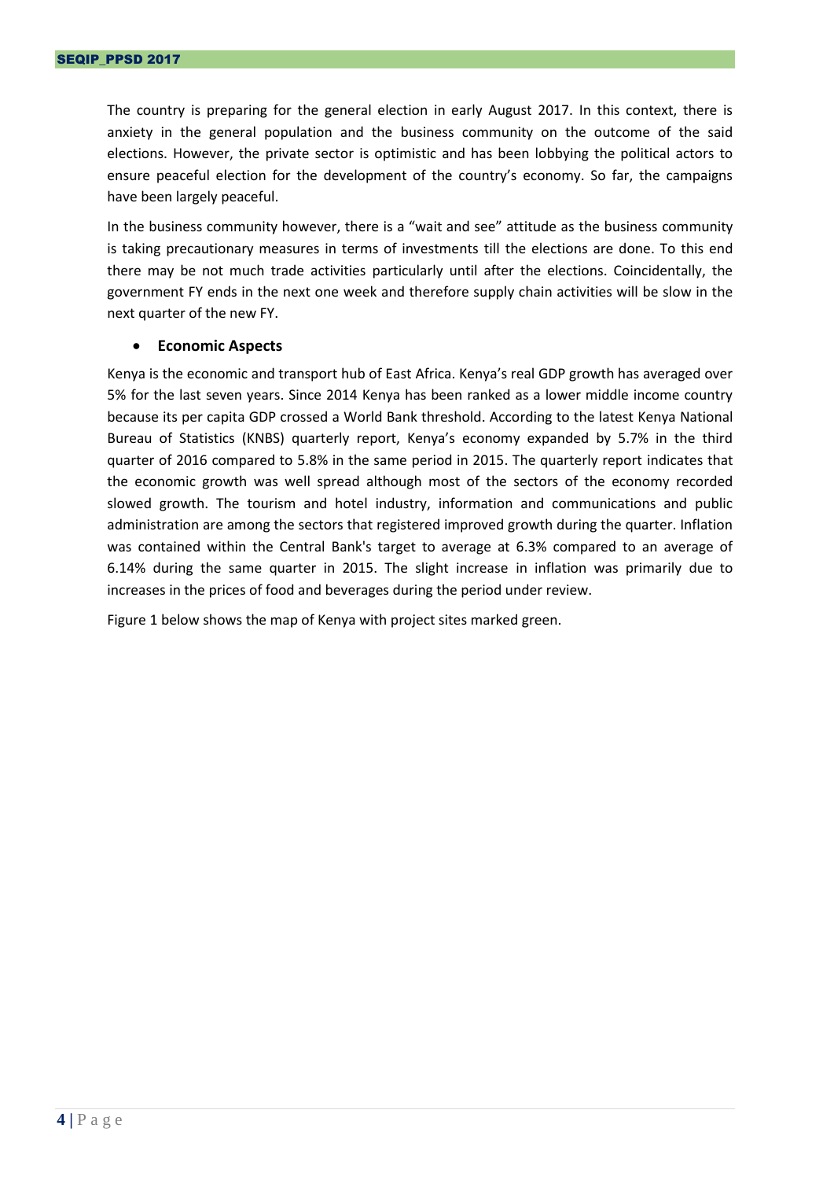The country is preparing for the general election in early August 2017. In this context, there is anxiety in the general population and the business community on the outcome of the said elections. However, the private sector is optimistic and has been lobbying the political actors to ensure peaceful election for the development of the country's economy. So far, the campaigns have been largely peaceful.

In the business community however, there is a "wait and see" attitude as the business community is taking precautionary measures in terms of investments till the elections are done. To this end there may be not much trade activities particularly until after the elections. Coincidentally, the government FY ends in the next one week and therefore supply chain activities will be slow in the next quarter of the new FY.

- **Economic Aspects**

Kenya is the economic and transport hub of East Africa. Kenya's real GDP growth has averaged over 5% for the last seven years. Since 2014 Kenya has been ranked as a lower middle income country because its per capita GDP crossed a World Bank threshold. According to the latest Kenya National Bureau of Statistics (KNBS) quarterly report, Kenya's economy expanded by 5.7% in the third quarter of 2016 compared to 5.8% in the same period in 2015. The quarterly report indicates that the economic growth was well spread although most of the sectors of the economy recorded slowed growth. The tourism and hotel industry, information and communications and public administration are among the sectors that registered improved growth during the quarter. Inflation was contained within the Central Bank's target to average at 6.3% compared to an average of 6.14% during the same quarter in 2015. The slight increase in inflation was primarily due to increases in the prices of food and beverages during the period under review.

Figure 1 below shows the map of Kenya with project sites marked green.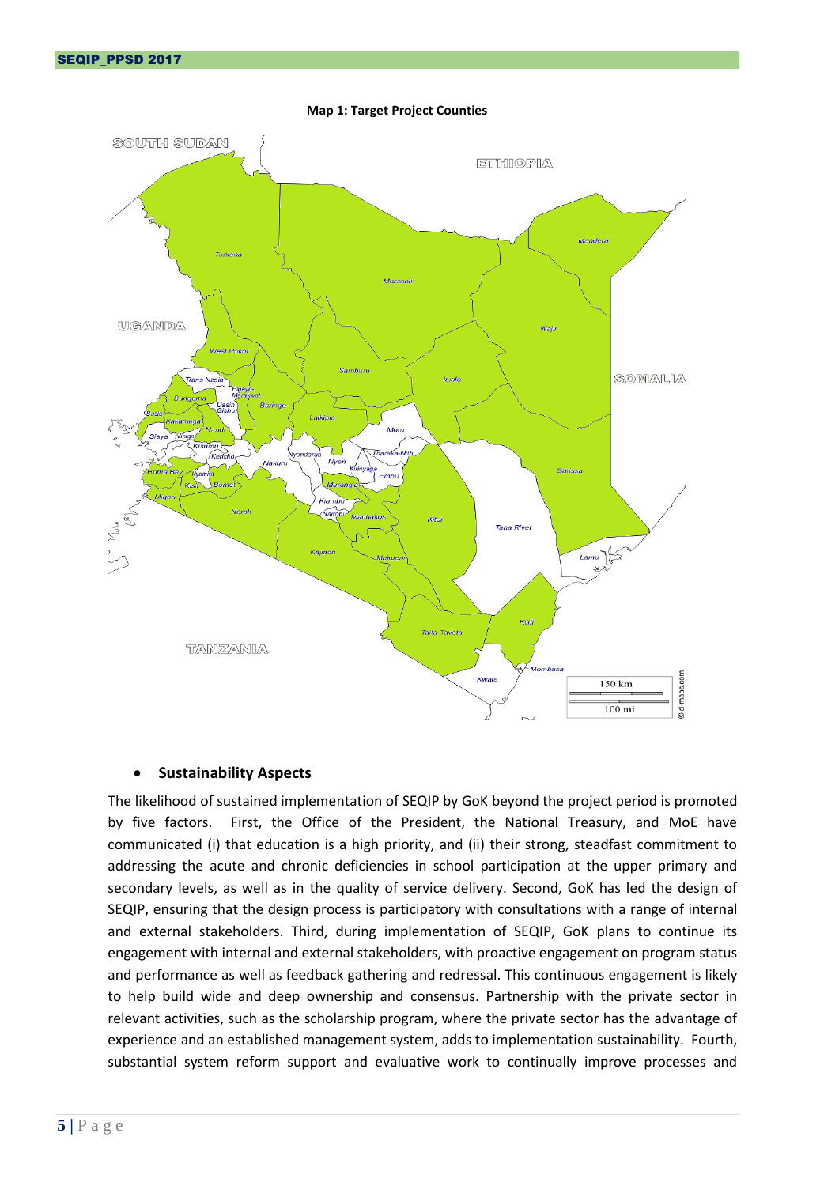**Map 1: Target Project Counties**

SOUTH SUDAN

ETHIOPIA

UGANDA

SOMALIA

TANZANIA

Turkana

Marsabit

Mandera

Wajir

West Pokot

Samburu

Isiolo

Trans Nzoia

Elgeyo-Marakwet

Bungoma

Uasin Gishu

Baringo

Laikipia

Meru

Busia

Kakamega

Nandi

Siaya

Vihiga

Kisumu

Kericho

Nyandarua

Nyeri

Tharaka-Nithi

Homa Bay

Nyamira

Nakuru

Kirinyaga

Embu

Garissa

Kisii

Bomet

Murang'a

Migori

Kiambu

Narok

Nairobi

Machakos

Kitui

Tana River

Kajiado

Makueni

Lamu

Taita-Taveta

Kilifi

Mombasa

Kwale

150 km

100 mi

© d-maps.com

- **Sustainability Aspects**

The likelihood of sustained implementation of SEQIP by GoK beyond the project period is promoted by five factors. First, the Office of the President, the National Treasury, and MoE have communicated (i) that education is a high priority, and (ii) their strong, steadfast commitment to addressing the acute and chronic deficiencies in school participation at the upper primary and secondary levels, as well as in the quality of service delivery. Second, GoK has led the design of SEQIP, ensuring that the design process is participatory with consultations with a range of internal and external stakeholders. Third, during implementation of SEQIP, GoK plans to continue its engagement with internal and external stakeholders, with proactive engagement on program status and performance as well as feedback gathering and redressal. This continuous engagement is likely to help build wide and deep ownership and consensus. Partnership with the private sector in relevant activities, such as the scholarship program, where the private sector has the advantage of experience and an established management system, adds to implementation sustainability. Fourth, substantial system reform support and evaluative work to continually improve processes and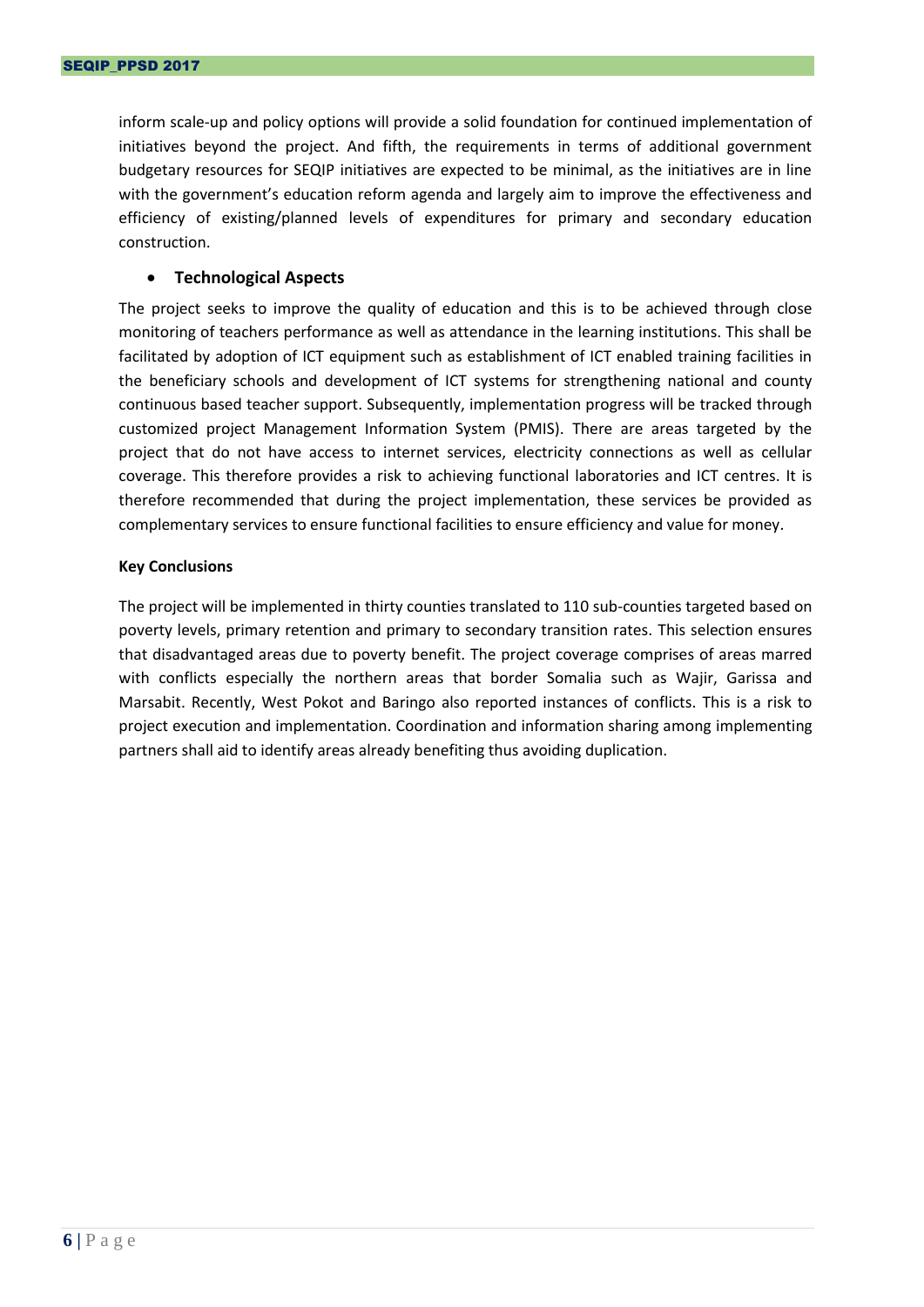inform scale-up and policy options will provide a solid foundation for continued implementation of initiatives beyond the project. And fifth, the requirements in terms of additional government budgetary resources for SEQIP initiatives are expected to be minimal, as the initiatives are in line with the government's education reform agenda and largely aim to improve the effectiveness and efficiency of existing/planned levels of expenditures for primary and secondary education construction.

- **Technological Aspects**

The project seeks to improve the quality of education and this is to be achieved through close monitoring of teachers performance as well as attendance in the learning institutions. This shall be facilitated by adoption of ICT equipment such as establishment of ICT enabled training facilities in the beneficiary schools and development of ICT systems for strengthening national and county continuous based teacher support. Subsequently, implementation progress will be tracked through customized project Management Information System (PMIS). There are areas targeted by the project that do not have access to internet services, electricity connections as well as cellular coverage. This therefore provides a risk to achieving functional laboratories and ICT centres. It is therefore recommended that during the project implementation, these services be provided as complementary services to ensure functional facilities to ensure efficiency and value for money.

**Key Conclusions**

The project will be implemented in thirty counties translated to 110 sub-counties targeted based on poverty levels, primary retention and primary to secondary transition rates. This selection ensures that disadvantaged areas due to poverty benefit. The project coverage comprises of areas marred with conflicts especially the northern areas that border Somalia such as Wajir, Garissa and Marsabit. Recently, West Pokot and Baringo also reported instances of conflicts. This is a risk to project execution and implementation. Coordination and information sharing among implementing partners shall aid to identify areas already benefiting thus avoiding duplication.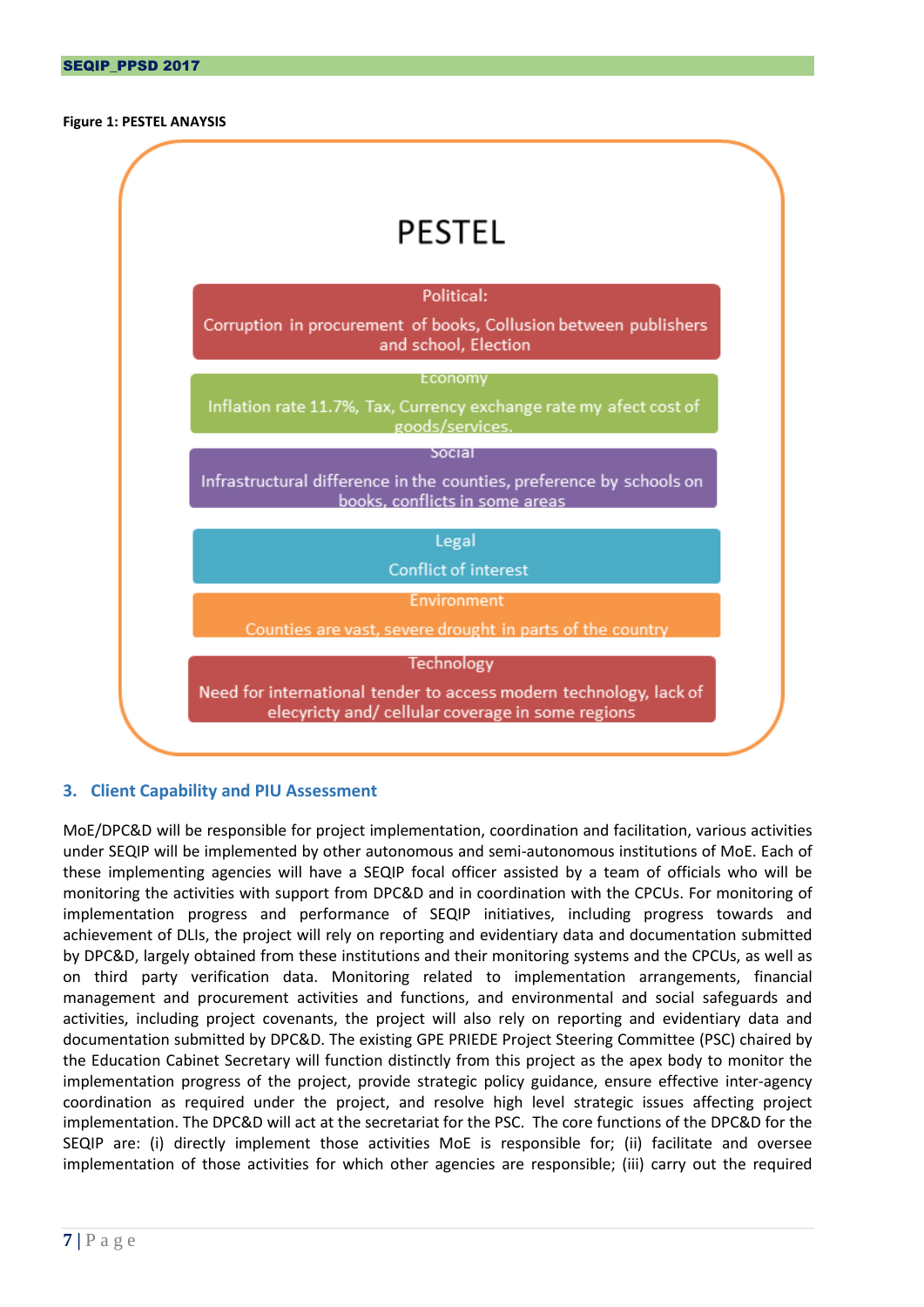**Figure 1: PESTEL ANAYSIS**

PESTEL

Political:

Corruption in procurement of books, Collusion between publishers and school, Election

Economy

Inflation rate 11.7%, Tax, Currency exchange rate my afect cost of goods/services.

Social

Infrastructural difference in the counties, preference by schools on books, conflicts in some areas

Legal

Conflict of interest

Environment

Counties are vast, severe drought in parts of the country

Technology

Need for international tender to access modern technology, lack of elecyricty and/ cellular coverage in some regions

## 3. Client Capability and PIU Assessment

MoE/DPC&D will be responsible for project implementation, coordination and facilitation, various activities under SEQIP will be implemented by other autonomous and semi-autonomous institutions of MoE. Each of these implementing agencies will have a SEQIP focal officer assisted by a team of officials who will be monitoring the activities with support from DPC&D and in coordination with the CPCUs. For monitoring of implementation progress and performance of SEQIP initiatives, including progress towards and achievement of DLIs, the project will rely on reporting and evidentiary data and documentation submitted by DPC&D, largely obtained from these institutions and their monitoring systems and the CPCUs, as well as on third party verification data. Monitoring related to implementation arrangements, financial management and procurement activities and functions, and environmental and social safeguards and activities, including project covenants, the project will also rely on reporting and evidentiary data and documentation submitted by DPC&D. The existing GPE PRIEDE Project Steering Committee (PSC) chaired by the Education Cabinet Secretary will function distinctly from this project as the apex body to monitor the implementation progress of the project, provide strategic policy guidance, ensure effective inter-agency coordination as required under the project, and resolve high level strategic issues affecting project implementation. The DPC&D will act at the secretariat for the PSC. The core functions of the DPC&D for the SEQIP are: (i) directly implement those activities MoE is responsible for; (ii) facilitate and oversee implementation of those activities for which other agencies are responsible; (iii) carry out the required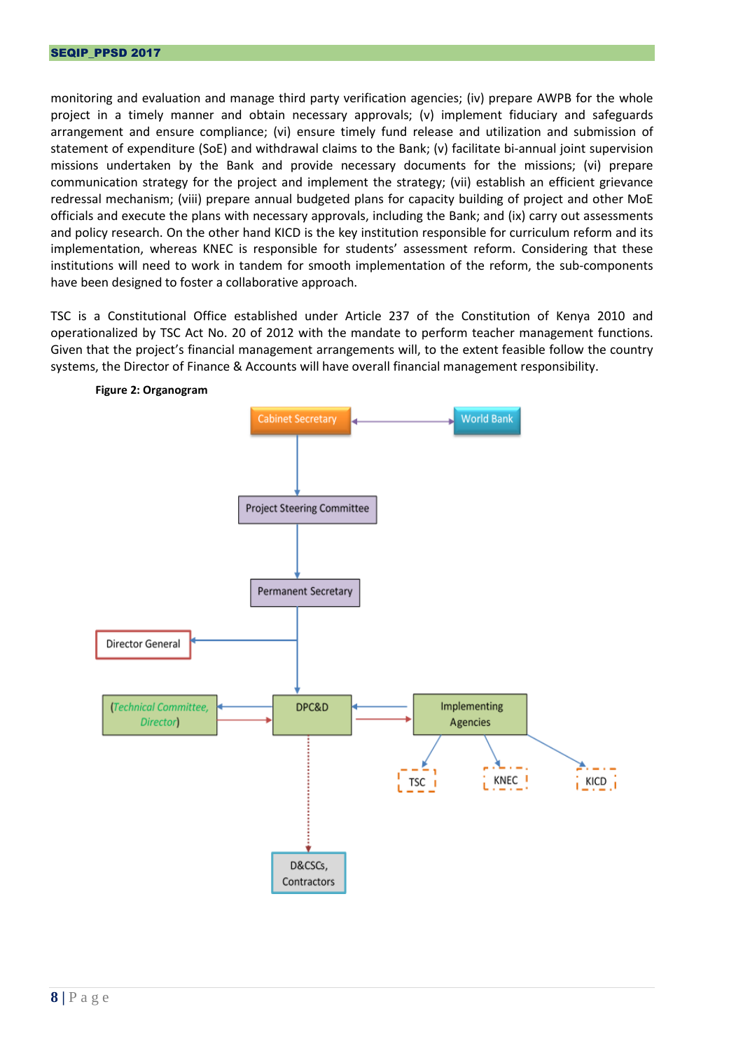monitoring and evaluation and manage third party verification agencies; (iv) prepare AWPB for the whole project in a timely manner and obtain necessary approvals; (v) implement fiduciary and safeguards arrangement and ensure compliance; (vi) ensure timely fund release and utilization and submission of statement of expenditure (SoE) and withdrawal claims to the Bank; (v) facilitate bi-annual joint supervision missions undertaken by the Bank and provide necessary documents for the missions; (vi) prepare communication strategy for the project and implement the strategy; (vii) establish an efficient grievance redressal mechanism; (viii) prepare annual budgeted plans for capacity building of project and other MoE officials and execute the plans with necessary approvals, including the Bank; and (ix) carry out assessments and policy research. On the other hand KICD is the key institution responsible for curriculum reform and its implementation, whereas KNEC is responsible for students' assessment reform. Considering that these institutions will need to work in tandem for smooth implementation of the reform, the sub-components have been designed to foster a collaborative approach.

TSC is a Constitutional Office established under Article 237 of the Constitution of Kenya 2010 and operationalized by TSC Act No. 20 of 2012 with the mandate to perform teacher management functions. Given that the project's financial management arrangements will, to the extent feasible follow the country systems, the Director of Finance & Accounts will have overall financial management responsibility.

**Figure 2: Organogram**

Cabinet Secretary

World Bank

Project Steering Committee

Permanent Secretary

Director General

(*Technical Committee, Director*)

DPC&D

Implementing Agencies

TSC

KNEC

KICD

D&CSCs, Contractors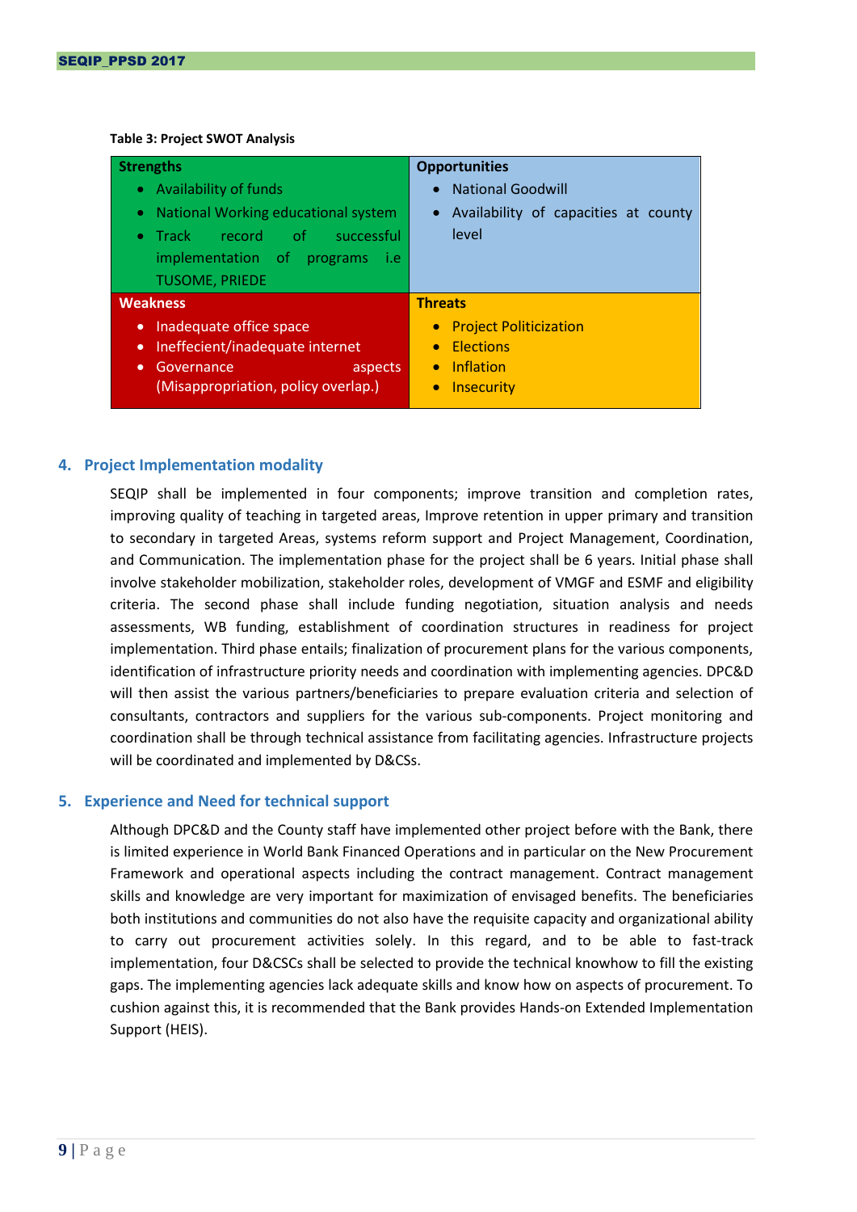**Table 3: Project SWOT Analysis**

| **Strengths** | **Opportunities** |
|---|---|
| • Availability of funds<br>• National Working educational system<br>• Track record of successful implementation of programs i.e TUSOME, PRIEDE | • National Goodwill<br>• Availability of capacities at county level |
| **Weakness** | **Threats** |
| • Inadequate office space<br>• Ineffecient/inadequate internet<br>• Governance aspects (Misappropriation, policy overlap.) | • Project Politicization<br>• Elections<br>• Inflation<br>• Insecurity |

## 4. Project Implementation modality

SEQIP shall be implemented in four components; improve transition and completion rates, improving quality of teaching in targeted areas, Improve retention in upper primary and transition to secondary in targeted Areas, systems reform support and Project Management, Coordination, and Communication. The implementation phase for the project shall be 6 years. Initial phase shall involve stakeholder mobilization, stakeholder roles, development of VMGF and ESMF and eligibility criteria. The second phase shall include funding negotiation, situation analysis and needs assessments, WB funding, establishment of coordination structures in readiness for project implementation. Third phase entails; finalization of procurement plans for the various components, identification of infrastructure priority needs and coordination with implementing agencies. DPC&D will then assist the various partners/beneficiaries to prepare evaluation criteria and selection of consultants, contractors and suppliers for the various sub-components. Project monitoring and coordination shall be through technical assistance from facilitating agencies. Infrastructure projects will be coordinated and implemented by D&CSs.

## 5. Experience and Need for technical support

Although DPC&D and the County staff have implemented other project before with the Bank, there is limited experience in World Bank Financed Operations and in particular on the New Procurement Framework and operational aspects including the contract management. Contract management skills and knowledge are very important for maximization of envisaged benefits. The beneficiaries both institutions and communities do not also have the requisite capacity and organizational ability to carry out procurement activities solely. In this regard, and to be able to fast-track implementation, four D&CSCs shall be selected to provide the technical knowhow to fill the existing gaps. The implementing agencies lack adequate skills and know how on aspects of procurement. To cushion against this, it is recommended that the Bank provides Hands-on Extended Implementation Support (HEIS).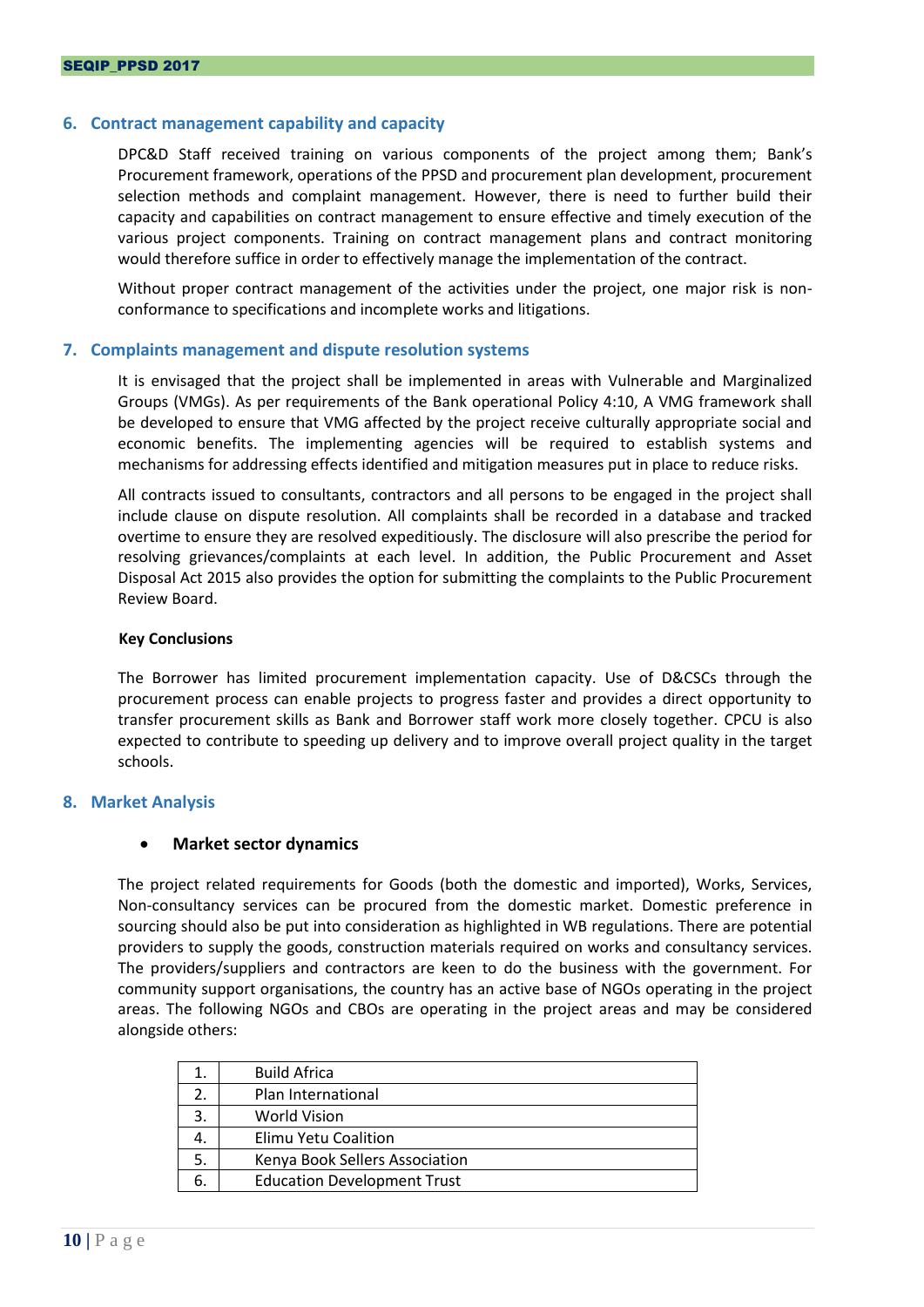## 6. Contract management capability and capacity

DPC&D Staff received training on various components of the project among them; Bank's Procurement framework, operations of the PPSD and procurement plan development, procurement selection methods and complaint management. However, there is need to further build their capacity and capabilities on contract management to ensure effective and timely execution of the various project components. Training on contract management plans and contract monitoring would therefore suffice in order to effectively manage the implementation of the contract.

Without proper contract management of the activities under the project, one major risk is non-conformance to specifications and incomplete works and litigations.

## 7. Complaints management and dispute resolution systems

It is envisaged that the project shall be implemented in areas with Vulnerable and Marginalized Groups (VMGs). As per requirements of the Bank operational Policy 4:10, A VMG framework shall be developed to ensure that VMG affected by the project receive culturally appropriate social and economic benefits. The implementing agencies will be required to establish systems and mechanisms for addressing effects identified and mitigation measures put in place to reduce risks.

All contracts issued to consultants, contractors and all persons to be engaged in the project shall include clause on dispute resolution. All complaints shall be recorded in a database and tracked overtime to ensure they are resolved expeditiously. The disclosure will also prescribe the period for resolving grievances/complaints at each level. In addition, the Public Procurement and Asset Disposal Act 2015 also provides the option for submitting the complaints to the Public Procurement Review Board.

**Key Conclusions**

The Borrower has limited procurement implementation capacity. Use of D&CSCs through the procurement process can enable projects to progress faster and provides a direct opportunity to transfer procurement skills as Bank and Borrower staff work more closely together. CPCU is also expected to contribute to speeding up delivery and to improve overall project quality in the target schools.

## 8. Market Analysis

- **Market sector dynamics**

The project related requirements for Goods (both the domestic and imported), Works, Services, Non-consultancy services can be procured from the domestic market. Domestic preference in sourcing should also be put into consideration as highlighted in WB regulations. There are potential providers to supply the goods, construction materials required on works and consultancy services. The providers/suppliers and contractors are keen to do the business with the government. For community support organisations, the country has an active base of NGOs operating in the project areas. The following NGOs and CBOs are operating in the project areas and may be considered alongside others:

| | |
|---|---|
| 1. | Build Africa |
| 2. | Plan International |
| 3. | World Vision |
| 4. | Elimu Yetu Coalition |
| 5. | Kenya Book Sellers Association |
| 6. | Education Development Trust |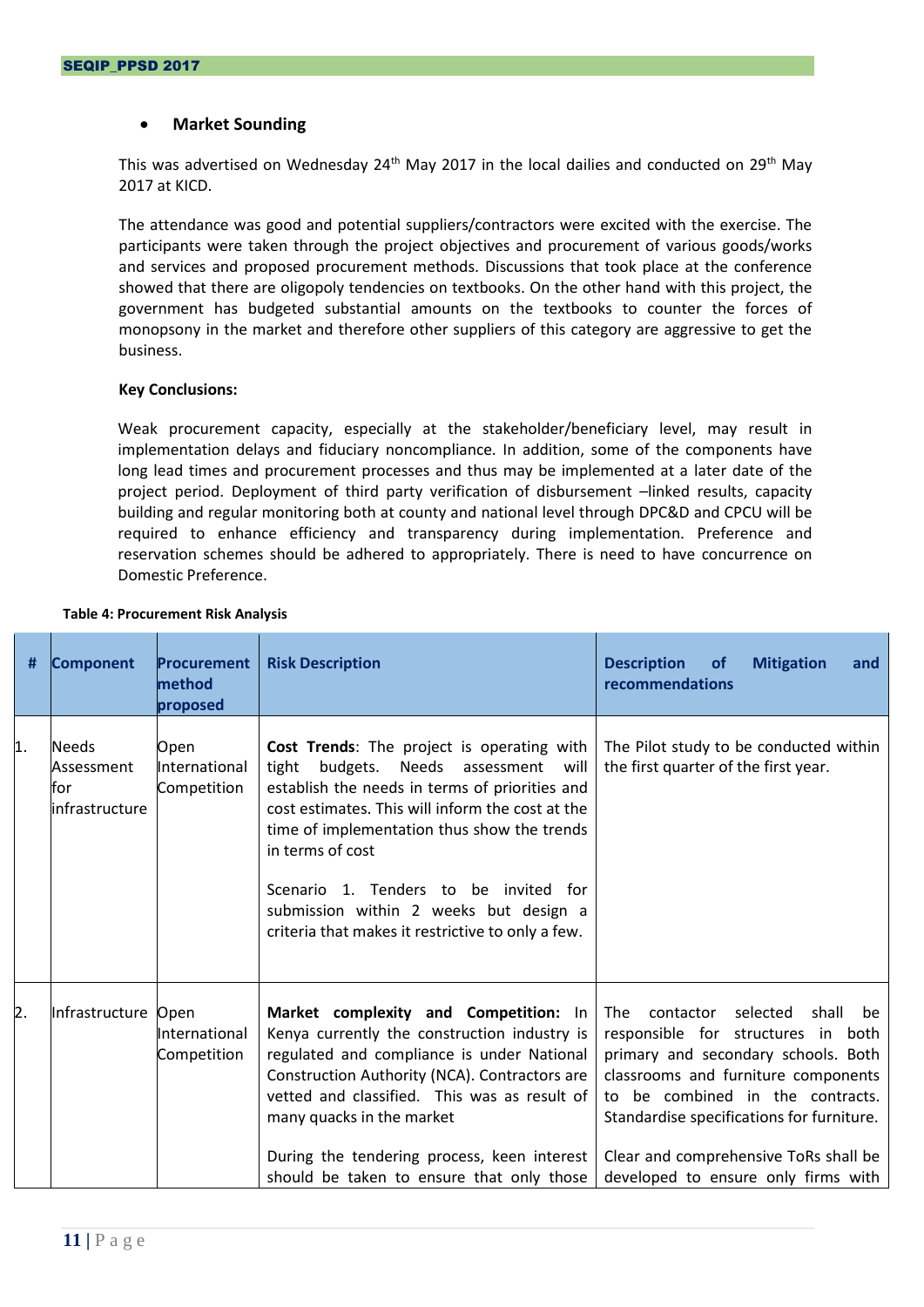- **Market Sounding**

This was advertised on Wednesday 24th May 2017 in the local dailies and conducted on 29th May 2017 at KICD.

The attendance was good and potential suppliers/contractors were excited with the exercise. The participants were taken through the project objectives and procurement of various goods/works and services and proposed procurement methods. Discussions that took place at the conference showed that there are oligopoly tendencies on textbooks. On the other hand with this project, the government has budgeted substantial amounts on the textbooks to counter the forces of monopsony in the market and therefore other suppliers of this category are aggressive to get the business.

**Key Conclusions:**

Weak procurement capacity, especially at the stakeholder/beneficiary level, may result in implementation delays and fiduciary noncompliance. In addition, some of the components have long lead times and procurement processes and thus may be implemented at a later date of the project period. Deployment of third party verification of disbursement –linked results, capacity building and regular monitoring both at county and national level through DPC&D and CPCU will be required to enhance efficiency and transparency during implementation. Preference and reservation schemes should be adhered to appropriately. There is need to have concurrence on Domestic Preference.

**Table 4: Procurement Risk Analysis**

| # | Component | Procurement method proposed | Risk Description | Description of Mitigation and recommendations |
|---|---|---|---|---|
| 1. | Needs Assessment for infrastructure | Open International Competition | **Cost Trends**: The project is operating with tight budgets. Needs assessment will establish the needs in terms of priorities and cost estimates. This will inform the cost at the time of implementation thus show the trends in terms of cost<br><br>Scenario 1. Tenders to be invited for submission within 2 weeks but design a criteria that makes it restrictive to only a few. | The Pilot study to be conducted within the first quarter of the first year. |
| 2. | Infrastructure | Open International Competition | **Market complexity and Competition:** In Kenya currently the construction industry is regulated and compliance is under National Construction Authority (NCA). Contractors are vetted and classified. This was as result of many quacks in the market<br><br>During the tendering process, keen interest should be taken to ensure that only those | The contactor selected shall be responsible for structures in both primary and secondary schools. Both classrooms and furniture components to be combined in the contracts. Standardise specifications for furniture.<br><br>Clear and comprehensive ToRs shall be developed to ensure only firms with |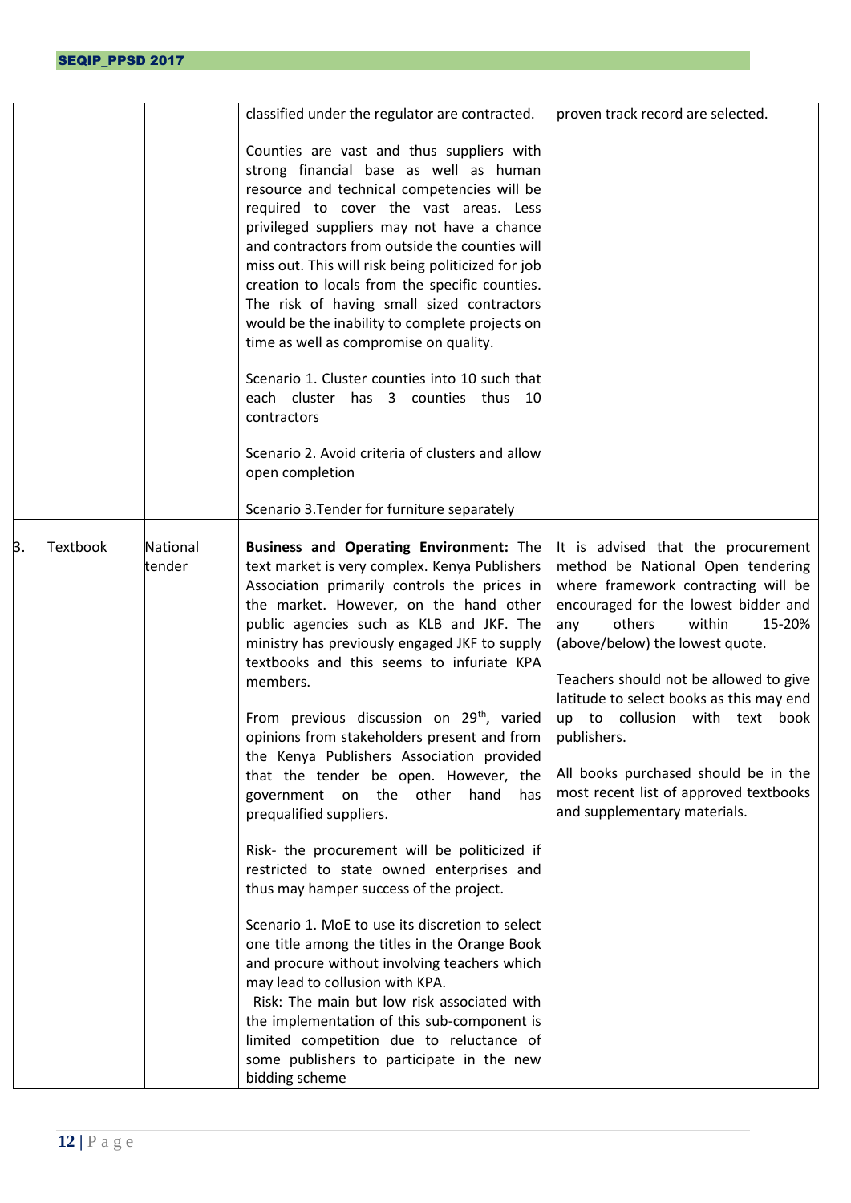| | | | | |
|---|---|---|---|---|
| | | | classified under the regulator are contracted.<br><br>Counties are vast and thus suppliers with strong financial base as well as human resource and technical competencies will be required to cover the vast areas. Less privileged suppliers may not have a chance and contractors from outside the counties will miss out. This will risk being politicized for job creation to locals from the specific counties. The risk of having small sized contractors would be the inability to complete projects on time as well as compromise on quality.<br><br>Scenario 1. Cluster counties into 10 such that each cluster has 3 counties thus 10 contractors<br><br>Scenario 2. Avoid criteria of clusters and allow open completion<br><br>Scenario 3.Tender for furniture separately | proven track record are selected. |
| 3. | Textbook | National tender | **Business and Operating Environment:** The text market is very complex. Kenya Publishers Association primarily controls the prices in the market. However, on the hand other public agencies such as KLB and JKF. The ministry has previously engaged JKF to supply textbooks and this seems to infuriate KPA members.<br><br>From previous discussion on 29th, varied opinions from stakeholders present and from the Kenya Publishers Association provided that the tender be open. However, the government on the other hand has prequalified suppliers.<br><br>Risk- the procurement will be politicized if restricted to state owned enterprises and thus may hamper success of the project.<br><br>Scenario 1. MoE to use its discretion to select one title among the titles in the Orange Book and procure without involving teachers which may lead to collusion with KPA.<br>Risk: The main but low risk associated with the implementation of this sub-component is limited competition due to reluctance of some publishers to participate in the new bidding scheme | It is advised that the procurement method be National Open tendering where framework contracting will be encouraged for the lowest bidder and any others within 15-20% (above/below) the lowest quote.<br><br>Teachers should not be allowed to give latitude to select books as this may end up to collusion with text book publishers.<br><br>All books purchased should be in the most recent list of approved textbooks and supplementary materials. |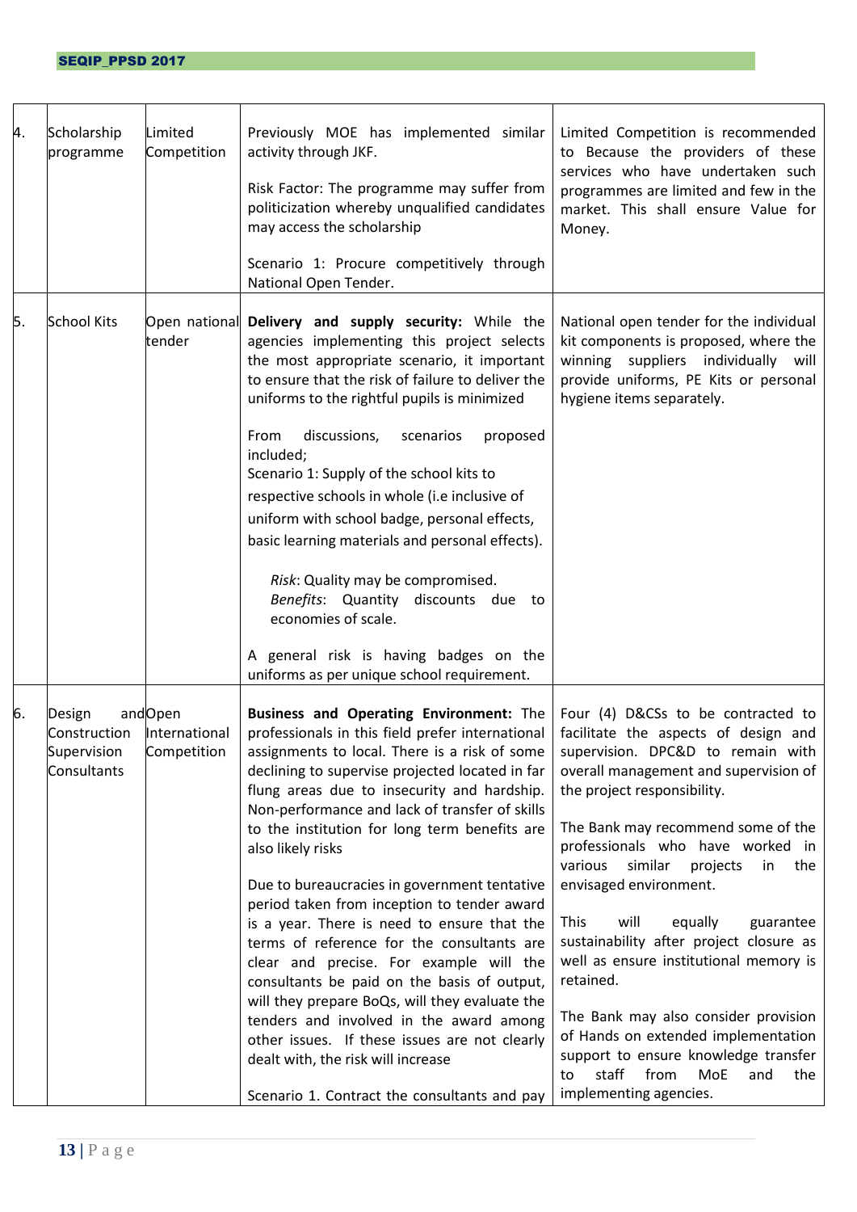| 4. | Scholarship programme | Limited Competition | Previously MOE has implemented similar activity through JKF.<br><br>Risk Factor: The programme may suffer from politicization whereby unqualified candidates may access the scholarship<br><br>Scenario 1: Procure competitively through National Open Tender. | Limited Competition is recommended to Because the providers of these services who have undertaken such programmes are limited and few in the market. This shall ensure Value for Money. |
|---|---|---|---|---|
| 5. | School Kits | Open national tender | **Delivery and supply security:** While the agencies implementing this project selects the most appropriate scenario, it important to ensure that the risk of failure to deliver the uniforms to the rightful pupils is minimized<br><br>From discussions, scenarios proposed included;<br>Scenario 1: Supply of the school kits to respective schools in whole (i.e inclusive of uniform with school badge, personal effects, basic learning materials and personal effects).<br><br>*Risk*: Quality may be compromised.<br>*Benefits*: Quantity discounts due to economies of scale.<br><br>A general risk is having badges on the uniforms as per unique school requirement. | National open tender for the individual kit components is proposed, where the winning suppliers individually will provide uniforms, PE Kits or personal hygiene items separately. |
| 6. | Design and Construction Supervision Consultants | Open International Competition | **Business and Operating Environment:** The professionals in this field prefer international assignments to local. There is a risk of some declining to supervise projected located in far flung areas due to insecurity and hardship. Non-performance and lack of transfer of skills to the institution for long term benefits are also likely risks<br><br>Due to bureaucracies in government tentative period taken from inception to tender award is a year. There is need to ensure that the terms of reference for the consultants are clear and precise. For example will the consultants be paid on the basis of output, will they prepare BoQs, will they evaluate the tenders and involved in the award among other issues. If these issues are not clearly dealt with, the risk will increase<br><br>Scenario 1. Contract the consultants and pay | Four (4) D&CSs to be contracted to facilitate the aspects of design and supervision. DPC&D to remain with overall management and supervision of the project responsibility.<br><br>The Bank may recommend some of the professionals who have worked in various similar projects in the envisaged environment.<br><br>This will equally guarantee sustainability after project closure as well as ensure institutional memory is retained.<br><br>The Bank may also consider provision of Hands on extended implementation support to ensure knowledge transfer to staff from MoE and the implementing agencies. |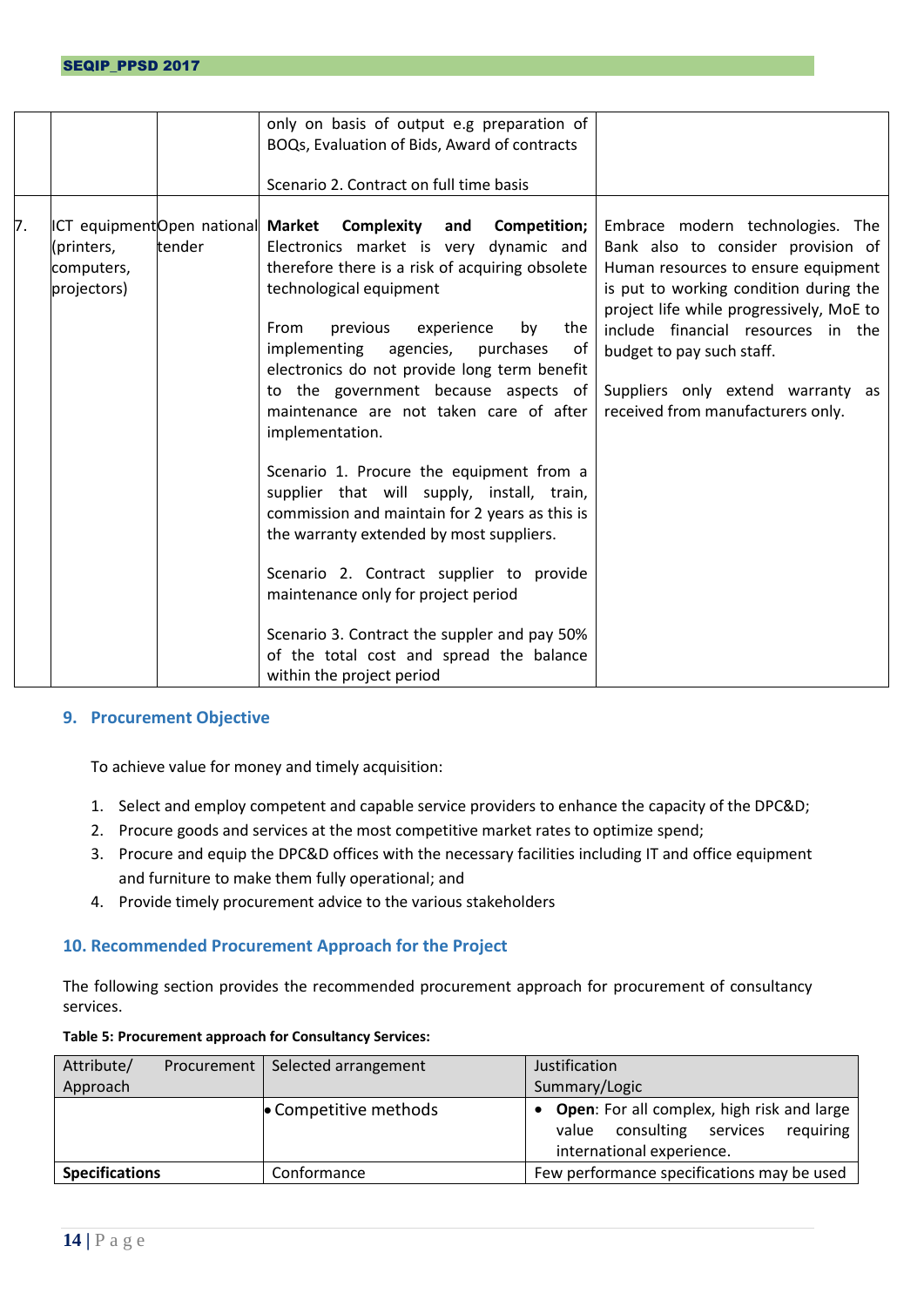| | | | | |
|---|---|---|---|---|
| | | | only on basis of output e.g preparation of BOQs, Evaluation of Bids, Award of contracts<br><br>Scenario 2. Contract on full time basis | |
| 7. | ICT equipment (printers, computers, projectors) | Open national tender | **Market Complexity and Competition;** Electronics market is very dynamic and therefore there is a risk of acquiring obsolete technological equipment<br><br>From previous experience by the implementing agencies, purchases of electronics do not provide long term benefit to the government because aspects of maintenance are not taken care of after implementation.<br><br>Scenario 1. Procure the equipment from a supplier that will supply, install, train, commission and maintain for 2 years as this is the warranty extended by most suppliers.<br><br>Scenario 2. Contract supplier to provide maintenance only for project period<br><br>Scenario 3. Contract the suppler and pay 50% of the total cost and spread the balance within the project period | Embrace modern technologies. The Bank also to consider provision of Human resources to ensure equipment is put to working condition during the project life while progressively, MoE to include financial resources in the budget to pay such staff.<br><br>Suppliers only extend warranty as received from manufacturers only. |

## 9. Procurement Objective

To achieve value for money and timely acquisition:

1. Select and employ competent and capable service providers to enhance the capacity of the DPC&D;
2. Procure goods and services at the most competitive market rates to optimize spend;
3. Procure and equip the DPC&D offices with the necessary facilities including IT and office equipment and furniture to make them fully operational; and
4. Provide timely procurement advice to the various stakeholders

## 10. Recommended Procurement Approach for the Project

The following section provides the recommended procurement approach for procurement of consultancy services.

**Table 5: Procurement approach for Consultancy Services:**

| Attribute/ Procurement Approach | Selected arrangement | Justification Summary/Logic |
|---|---|---|
| | • Competitive methods | • **Open**: For all complex, high risk and large value consulting services requiring international experience. |
| **Specifications** | Conformance | Few performance specifications may be used |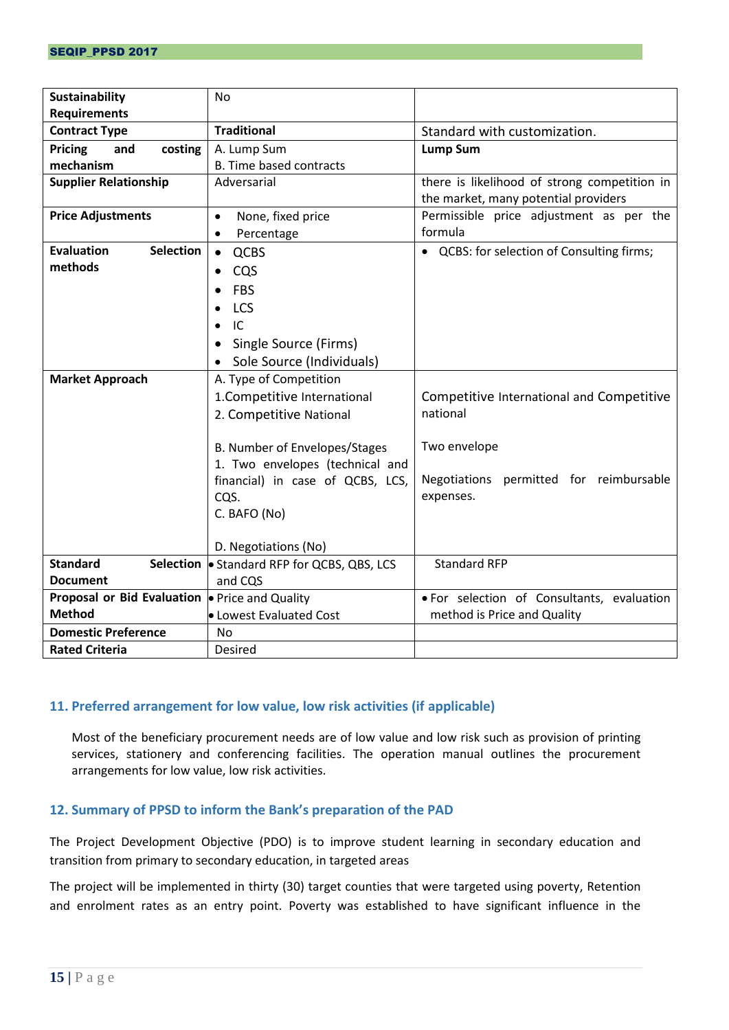| | | |
|---|---|---|
| **Sustainability Requirements** | No | |
| **Contract Type** | **Traditional** | Standard with customization. |
| **Pricing and costing mechanism** | A. Lump Sum<br>B. Time based contracts | **Lump Sum** |
| **Supplier Relationship** | Adversarial | there is likelihood of strong competition in the market, many potential providers |
| **Price Adjustments** | • None, fixed price<br>• Percentage | Permissible price adjustment as per the formula |
| **Evaluation Selection methods** | • QCBS<br>• CQS<br>• FBS<br>• LCS<br>• IC<br>• Single Source (Firms)<br>• Sole Source (Individuals) | • QCBS: for selection of Consulting firms; |
| **Market Approach** | A. Type of Competition<br>1.Competitive International<br>2. Competitive National<br><br>B. Number of Envelopes/Stages<br>1. Two envelopes (technical and financial) in case of QCBS, LCS, CQS.<br>C. BAFO (No)<br><br>D. Negotiations (No) | Competitive International and Competitive national<br><br>Two envelope<br><br>Negotiations permitted for reimbursable expenses. |
| **Standard Selection Document** | • Standard RFP for QCBS, QBS, LCS and CQS | Standard RFP |
| **Proposal or Bid Evaluation Method** | • Price and Quality<br>• Lowest Evaluated Cost | • For selection of Consultants, evaluation method is Price and Quality |
| **Domestic Preference** | No | |
| **Rated Criteria** | Desired | |

## 11. Preferred arrangement for low value, low risk activities (if applicable)

Most of the beneficiary procurement needs are of low value and low risk such as provision of printing services, stationery and conferencing facilities. The operation manual outlines the procurement arrangements for low value, low risk activities.

## 12. Summary of PPSD to inform the Bank's preparation of the PAD

The Project Development Objective (PDO) is to improve student learning in secondary education and transition from primary to secondary education, in targeted areas

The project will be implemented in thirty (30) target counties that were targeted using poverty, Retention and enrolment rates as an entry point. Poverty was established to have significant influence in the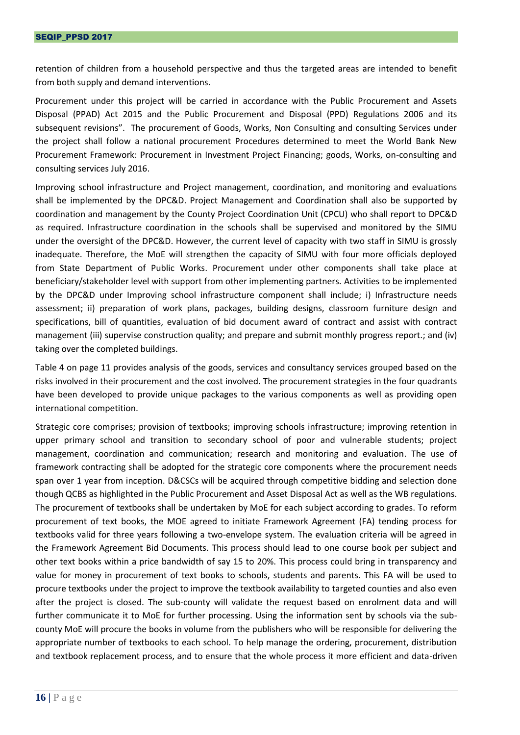retention of children from a household perspective and thus the targeted areas are intended to benefit from both supply and demand interventions.

Procurement under this project will be carried in accordance with the Public Procurement and Assets Disposal (PPAD) Act 2015 and the Public Procurement and Disposal (PPD) Regulations 2006 and its subsequent revisions". The procurement of Goods, Works, Non Consulting and consulting Services under the project shall follow a national procurement Procedures determined to meet the World Bank New Procurement Framework: Procurement in Investment Project Financing; goods, Works, on-consulting and consulting services July 2016.

Improving school infrastructure and Project management, coordination, and monitoring and evaluations shall be implemented by the DPC&D. Project Management and Coordination shall also be supported by coordination and management by the County Project Coordination Unit (CPCU) who shall report to DPC&D as required. Infrastructure coordination in the schools shall be supervised and monitored by the SIMU under the oversight of the DPC&D. However, the current level of capacity with two staff in SIMU is grossly inadequate. Therefore, the MoE will strengthen the capacity of SIMU with four more officials deployed from State Department of Public Works. Procurement under other components shall take place at beneficiary/stakeholder level with support from other implementing partners. Activities to be implemented by the DPC&D under Improving school infrastructure component shall include; i) Infrastructure needs assessment; ii) preparation of work plans, packages, building designs, classroom furniture design and specifications, bill of quantities, evaluation of bid document award of contract and assist with contract management (iii) supervise construction quality; and prepare and submit monthly progress report.; and (iv) taking over the completed buildings.

Table 4 on page 11 provides analysis of the goods, services and consultancy services grouped based on the risks involved in their procurement and the cost involved. The procurement strategies in the four quadrants have been developed to provide unique packages to the various components as well as providing open international competition.

Strategic core comprises; provision of textbooks; improving schools infrastructure; improving retention in upper primary school and transition to secondary school of poor and vulnerable students; project management, coordination and communication; research and monitoring and evaluation. The use of framework contracting shall be adopted for the strategic core components where the procurement needs span over 1 year from inception. D&CSCs will be acquired through competitive bidding and selection done though QCBS as highlighted in the Public Procurement and Asset Disposal Act as well as the WB regulations. The procurement of textbooks shall be undertaken by MoE for each subject according to grades. To reform procurement of text books, the MOE agreed to initiate Framework Agreement (FA) tending process for textbooks valid for three years following a two-envelope system. The evaluation criteria will be agreed in the Framework Agreement Bid Documents. This process should lead to one course book per subject and other text books within a price bandwidth of say 15 to 20%. This process could bring in transparency and value for money in procurement of text books to schools, students and parents. This FA will be used to procure textbooks under the project to improve the textbook availability to targeted counties and also even after the project is closed. The sub-county will validate the request based on enrolment data and will further communicate it to MoE for further processing. Using the information sent by schools via the sub-county MoE will procure the books in volume from the publishers who will be responsible for delivering the appropriate number of textbooks to each school. To help manage the ordering, procurement, distribution and textbook replacement process, and to ensure that the whole process it more efficient and data-driven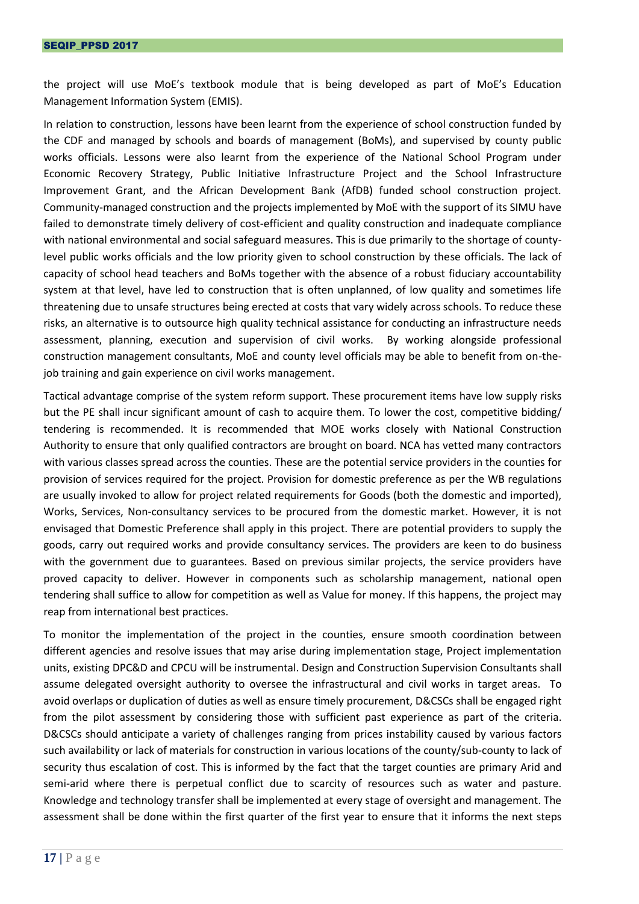the project will use MoE's textbook module that is being developed as part of MoE's Education Management Information System (EMIS).

In relation to construction, lessons have been learnt from the experience of school construction funded by the CDF and managed by schools and boards of management (BoMs), and supervised by county public works officials. Lessons were also learnt from the experience of the National School Program under Economic Recovery Strategy, Public Initiative Infrastructure Project and the School Infrastructure Improvement Grant, and the African Development Bank (AfDB) funded school construction project. Community-managed construction and the projects implemented by MoE with the support of its SIMU have failed to demonstrate timely delivery of cost-efficient and quality construction and inadequate compliance with national environmental and social safeguard measures. This is due primarily to the shortage of county-level public works officials and the low priority given to school construction by these officials. The lack of capacity of school head teachers and BoMs together with the absence of a robust fiduciary accountability system at that level, have led to construction that is often unplanned, of low quality and sometimes life threatening due to unsafe structures being erected at costs that vary widely across schools. To reduce these risks, an alternative is to outsource high quality technical assistance for conducting an infrastructure needs assessment, planning, execution and supervision of civil works. By working alongside professional construction management consultants, MoE and county level officials may be able to benefit from on-the-job training and gain experience on civil works management.

Tactical advantage comprise of the system reform support. These procurement items have low supply risks but the PE shall incur significant amount of cash to acquire them. To lower the cost, competitive bidding/ tendering is recommended. It is recommended that MOE works closely with National Construction Authority to ensure that only qualified contractors are brought on board. NCA has vetted many contractors with various classes spread across the counties. These are the potential service providers in the counties for provision of services required for the project. Provision for domestic preference as per the WB regulations are usually invoked to allow for project related requirements for Goods (both the domestic and imported), Works, Services, Non-consultancy services to be procured from the domestic market. However, it is not envisaged that Domestic Preference shall apply in this project. There are potential providers to supply the goods, carry out required works and provide consultancy services. The providers are keen to do business with the government due to guarantees. Based on previous similar projects, the service providers have proved capacity to deliver. However in components such as scholarship management, national open tendering shall suffice to allow for competition as well as Value for money. If this happens, the project may reap from international best practices.

To monitor the implementation of the project in the counties, ensure smooth coordination between different agencies and resolve issues that may arise during implementation stage, Project implementation units, existing DPC&D and CPCU will be instrumental. Design and Construction Supervision Consultants shall assume delegated oversight authority to oversee the infrastructural and civil works in target areas. To avoid overlaps or duplication of duties as well as ensure timely procurement, D&CSCs shall be engaged right from the pilot assessment by considering those with sufficient past experience as part of the criteria. D&CSCs should anticipate a variety of challenges ranging from prices instability caused by various factors such availability or lack of materials for construction in various locations of the county/sub-county to lack of security thus escalation of cost. This is informed by the fact that the target counties are primary Arid and semi-arid where there is perpetual conflict due to scarcity of resources such as water and pasture. Knowledge and technology transfer shall be implemented at every stage of oversight and management. The assessment shall be done within the first quarter of the first year to ensure that it informs the next steps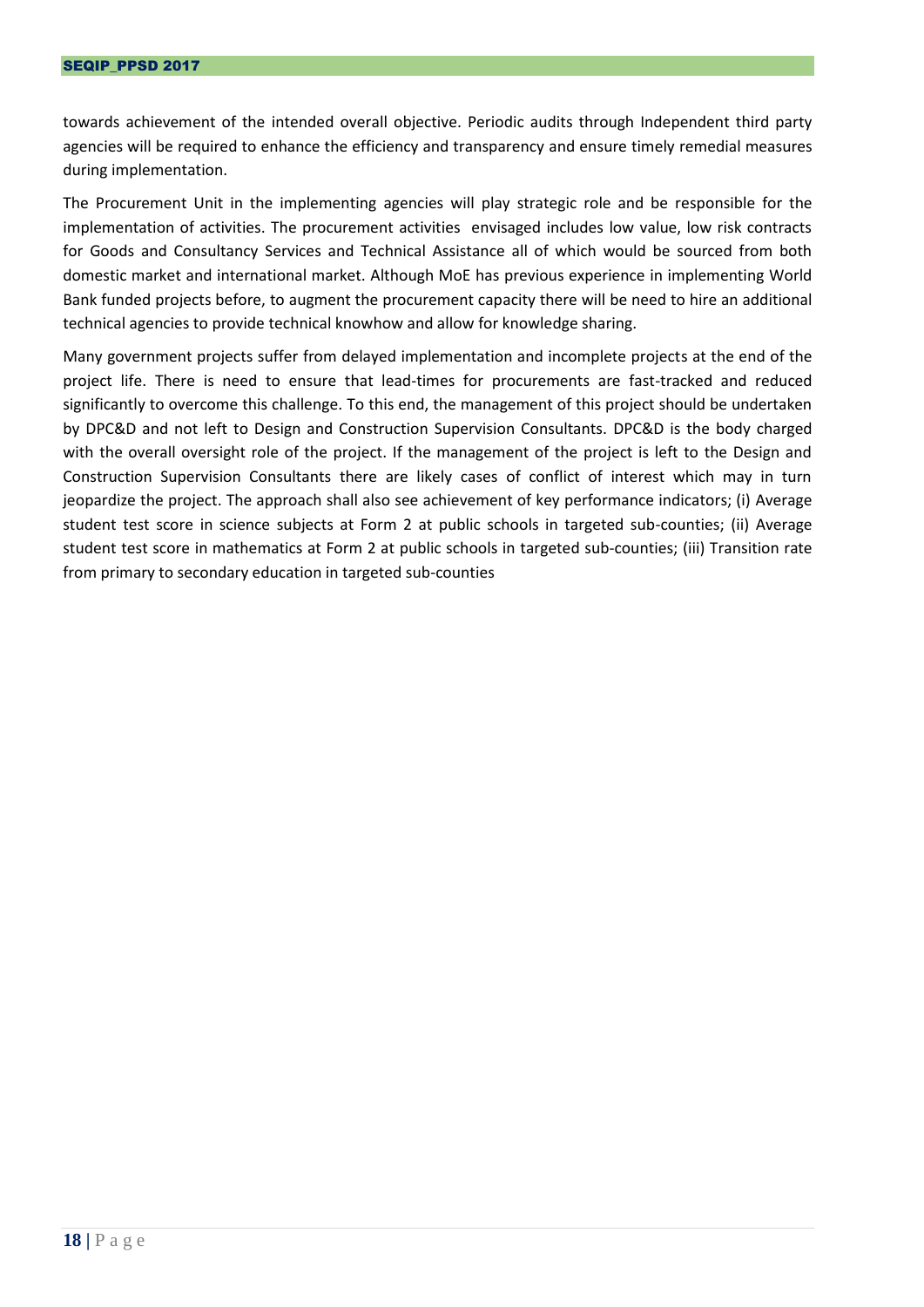towards achievement of the intended overall objective. Periodic audits through Independent third party agencies will be required to enhance the efficiency and transparency and ensure timely remedial measures during implementation.

The Procurement Unit in the implementing agencies will play strategic role and be responsible for the implementation of activities. The procurement activities envisaged includes low value, low risk contracts for Goods and Consultancy Services and Technical Assistance all of which would be sourced from both domestic market and international market. Although MoE has previous experience in implementing World Bank funded projects before, to augment the procurement capacity there will be need to hire an additional technical agencies to provide technical knowhow and allow for knowledge sharing.

Many government projects suffer from delayed implementation and incomplete projects at the end of the project life. There is need to ensure that lead-times for procurements are fast-tracked and reduced significantly to overcome this challenge. To this end, the management of this project should be undertaken by DPC&D and not left to Design and Construction Supervision Consultants. DPC&D is the body charged with the overall oversight role of the project. If the management of the project is left to the Design and Construction Supervision Consultants there are likely cases of conflict of interest which may in turn jeopardize the project. The approach shall also see achievement of key performance indicators; (i) Average student test score in science subjects at Form 2 at public schools in targeted sub-counties; (ii) Average student test score in mathematics at Form 2 at public schools in targeted sub-counties; (iii) Transition rate from primary to secondary education in targeted sub-counties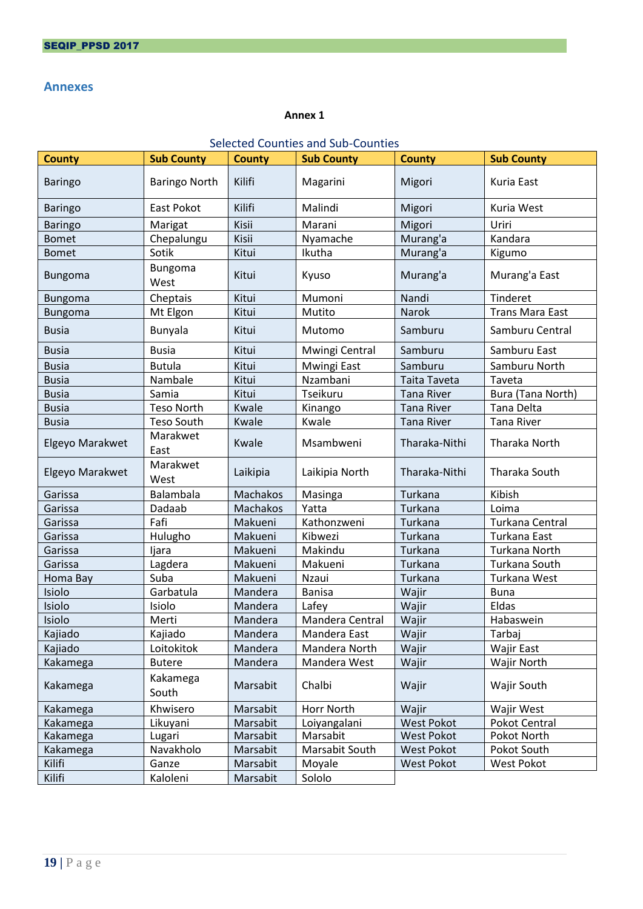## Annexes

**Annex 1**

Selected Counties and Sub-Counties

| County | Sub County | County | Sub County | County | Sub County |
|---|---|---|---|---|---|
| Baringo | Baringo North | Kilifi | Magarini | Migori | Kuria East |
| Baringo | East Pokot | Kilifi | Malindi | Migori | Kuria West |
| Baringo | Marigat | Kisii | Marani | Migori | Uriri |
| Bomet | Chepalungu | Kisii | Nyamache | Murang'a | Kandara |
| Bomet | Sotik | Kitui | Ikutha | Murang'a | Kigumo |
| Bungoma | Bungoma West | Kitui | Kyuso | Murang'a | Murang'a East |
| Bungoma | Cheptais | Kitui | Mumoni | Nandi | Tinderet |
| Bungoma | Mt Elgon | Kitui | Mutito | Narok | Trans Mara East |
| Busia | Bunyala | Kitui | Mutomo | Samburu | Samburu Central |
| Busia | Busia | Kitui | Mwingi Central | Samburu | Samburu East |
| Busia | Butula | Kitui | Mwingi East | Samburu | Samburu North |
| Busia | Nambale | Kitui | Nzambani | Taita Taveta | Taveta |
| Busia | Samia | Kitui | Tseikuru | Tana River | Bura (Tana North) |
| Busia | Teso North | Kwale | Kinango | Tana River | Tana Delta |
| Busia | Teso South | Kwale | Kwale | Tana River | Tana River |
| Elgeyo Marakwet | Marakwet East | Kwale | Msambweni | Tharaka-Nithi | Tharaka North |
| Elgeyo Marakwet | Marakwet West | Laikipia | Laikipia North | Tharaka-Nithi | Tharaka South |
| Garissa | Balambala | Machakos | Masinga | Turkana | Kibish |
| Garissa | Dadaab | Machakos | Yatta | Turkana | Loima |
| Garissa | Fafi | Makueni | Kathonzweni | Turkana | Turkana Central |
| Garissa | Hulugho | Makueni | Kibwezi | Turkana | Turkana East |
| Garissa | Ijara | Makueni | Makindu | Turkana | Turkana North |
| Garissa | Lagdera | Makueni | Makueni | Turkana | Turkana South |
| Homa Bay | Suba | Makueni | Nzaui | Turkana | Turkana West |
| Isiolo | Garbatula | Mandera | Banisa | Wajir | Buna |
| Isiolo | Isiolo | Mandera | Lafey | Wajir | Eldas |
| Isiolo | Merti | Mandera | Mandera Central | Wajir | Habaswein |
| Kajiado | Kajiado | Mandera | Mandera East | Wajir | Tarbaj |
| Kajiado | Loitokitok | Mandera | Mandera North | Wajir | Wajir East |
| Kakamega | Butere | Mandera | Mandera West | Wajir | Wajir North |
| Kakamega | Kakamega South | Marsabit | Chalbi | Wajir | Wajir South |
| Kakamega | Khwisero | Marsabit | Horr North | Wajir | Wajir West |
| Kakamega | Likuyani | Marsabit | Loiyangalani | West Pokot | Pokot Central |
| Kakamega | Lugari | Marsabit | Marsabit | West Pokot | Pokot North |
| Kakamega | Navakholo | Marsabit | Marsabit South | West Pokot | Pokot South |
| Kilifi | Ganze | Marsabit | Moyale | West Pokot | West Pokot |
| Kilifi | Kaloleni | Marsabit | Sololo | | |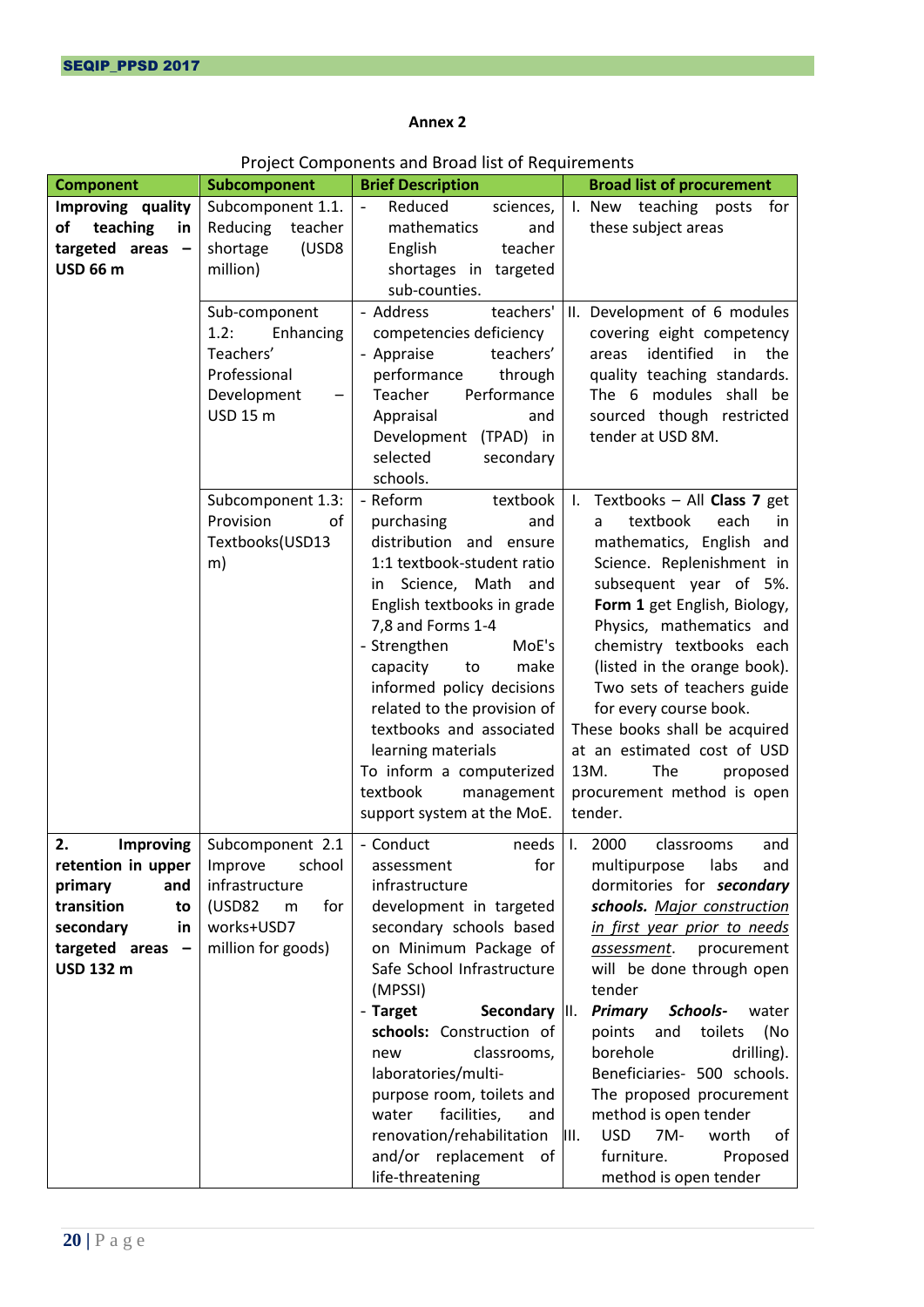**Annex 2**

Project Components and Broad list of Requirements

| Component | Subcomponent | Brief Description | Broad list of procurement |
|---|---|---|---|
| **Improving quality of teaching in targeted areas – USD 66 m** | Subcomponent 1.1. Reducing teacher shortage (USD8 million) | - Reduced sciences, mathematics and English teacher shortages in targeted sub-counties. | I. New teaching posts for these subject areas |
| | Sub-component 1.2: Enhancing Teachers' Professional Development – USD 15 m | - Address teachers' competencies deficiency<br>- Appraise teachers' performance through Teacher Performance Appraisal and Development (TPAD) in selected secondary schools. | II. Development of 6 modules covering eight competency areas identified in the quality teaching standards. The 6 modules shall be sourced though restricted tender at USD 8M. |
| | Subcomponent 1.3: Provision of Textbooks(USD13 m) | - Reform textbook purchasing and distribution and ensure 1:1 textbook-student ratio in Science, Math and English textbooks in grade 7,8 and Forms 1-4<br>- Strengthen MoE's capacity to make informed policy decisions related to the provision of textbooks and associated learning materials<br>To inform a computerized textbook management support system at the MoE. | I. Textbooks – All **Class 7** get a textbook each in mathematics, English and Science. Replenishment in subsequent year of 5%. **Form 1** get English, Biology, Physics, mathematics and chemistry textbooks each (listed in the orange book). Two sets of teachers guide for every course book.<br>These books shall be acquired at an estimated cost of USD 13M. The proposed procurement method is open tender. |
| **2. Improving retention in upper primary and transition to secondary in targeted areas – USD 132 m** | Subcomponent 2.1 Improve school infrastructure (USD82 m for works+USD7 million for goods) | - Conduct needs assessment for infrastructure development in targeted secondary schools based on Minimum Package of Safe School Infrastructure (MPSSI)<br>- **Target Secondary schools:** Construction of new classrooms, laboratories/multi-purpose room, toilets and water facilities, and renovation/rehabilitation and/or replacement of life-threatening | I. 2000 classrooms and multipurpose labs and dormitories for ***secondary schools.*** *Major construction in first year prior to needs assessment*. procurement will be done through open tender<br>II. ***Primary Schools-*** water points and toilets (No borehole drilling). Beneficiaries- 500 schools. The proposed procurement method is open tender<br>III. USD 7M- worth of furniture. Proposed method is open tender |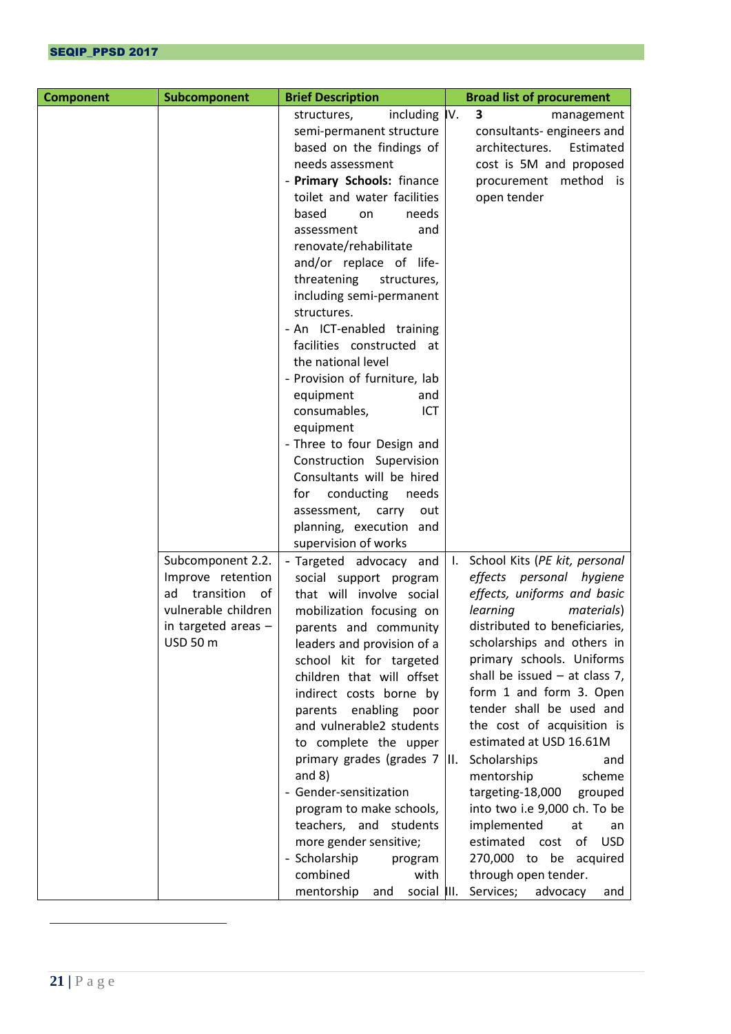| Component | Subcomponent | Brief Description | Broad list of procurement |
|---|---|---|---|
| | | structures, including semi-permanent structure based on the findings of needs assessment<br>- **Primary Schools:** finance toilet and water facilities based on needs assessment and renovate/rehabilitate and/or replace of life-threatening structures, including semi-permanent structures.<br>- An ICT-enabled training facilities constructed at the national level<br>- Provision of furniture, lab equipment and consumables, ICT equipment<br>- Three to four Design and Construction Supervision Consultants will be hired for conducting needs assessment, carry out planning, execution and supervision of works | IV. **3** management consultants- engineers and architectures. Estimated cost is 5M and proposed procurement method is open tender |
| | Subcomponent 2.2. Improve retention ad transition of vulnerable children in targeted areas – USD 50 m | - Targeted advocacy and social support program that will involve social mobilization focusing on parents and community leaders and provision of a school kit for targeted children that will offset indirect costs borne by parents enabling poor and vulnerable2 students to complete the upper primary grades (grades 7 and 8)<br>- Gender-sensitization program to make schools, teachers, and students more gender sensitive;<br>- Scholarship program combined with mentorship and social | I. School Kits (*PE kit, personal effects personal hygiene effects, uniforms and basic learning materials*) distributed to beneficiaries, scholarships and others in primary schools. Uniforms shall be issued – at class 7, form 1 and form 3. Open tender shall be used and the cost of acquisition is estimated at USD 16.61M<br>II. Scholarships and mentorship scheme targeting-18,000 grouped into two i.e 9,000 ch. To be implemented at an estimated cost of USD 270,000 to be acquired through open tender.<br>III. Services; advocacy and |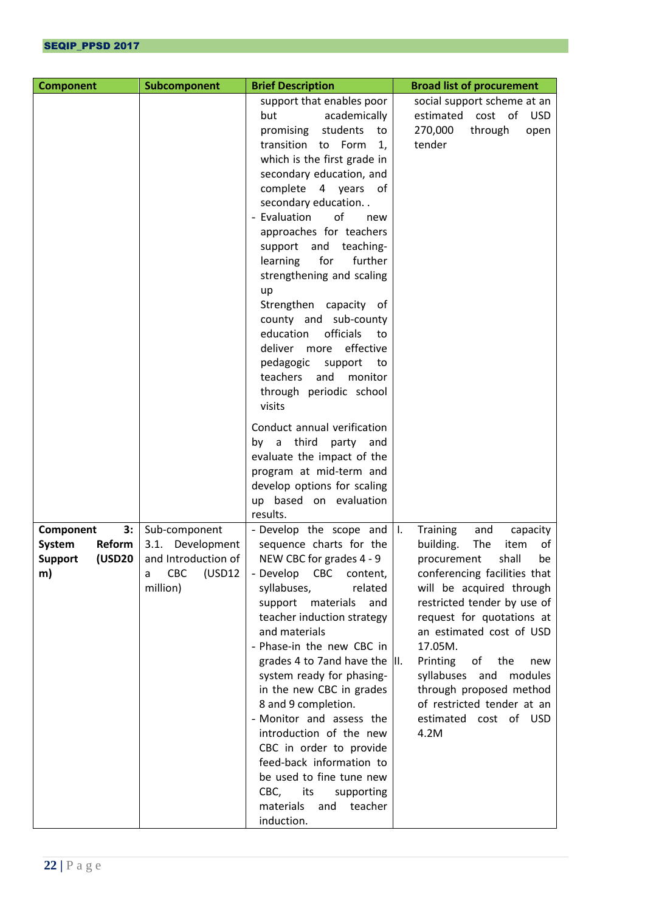| Component | Subcomponent | Brief Description | Broad list of procurement |
|---|---|---|---|
| | | support that enables poor but academically promising students to transition to Form 1, which is the first grade in secondary education, and complete 4 years of secondary education. .<br>- Evaluation of new approaches for teachers support and teaching-learning for further strengthening and scaling up<br>Strengthen capacity of county and sub-county education officials to deliver more effective pedagogic support to teachers and monitor through periodic school visits<br><br>Conduct annual verification by a third party and evaluate the impact of the program at mid-term and develop options for scaling up based on evaluation results. | social support scheme at an estimated cost of USD 270,000 through open tender |
| **Component 3: System Reform Support (USD20 m)** | Sub-component 3.1. Development and Introduction of a CBC (USD12 million) | - Develop the scope and sequence charts for the NEW CBC for grades 4 - 9<br>- Develop CBC content, syllabuses, related support materials and teacher induction strategy and materials<br>- Phase-in the new CBC in grades 4 to 7and have the system ready for phasing-in the new CBC in grades 8 and 9 completion.<br>- Monitor and assess the introduction of the new CBC in order to provide feed-back information to be used to fine tune new CBC, its supporting materials and teacher induction. | I. Training and capacity building. The item of procurement shall be conferencing facilities that will be acquired through restricted tender by use of request for quotations at an estimated cost of USD 17.05M.<br>II. Printing of the new syllabuses and modules through proposed method of restricted tender at an estimated cost of USD 4.2M |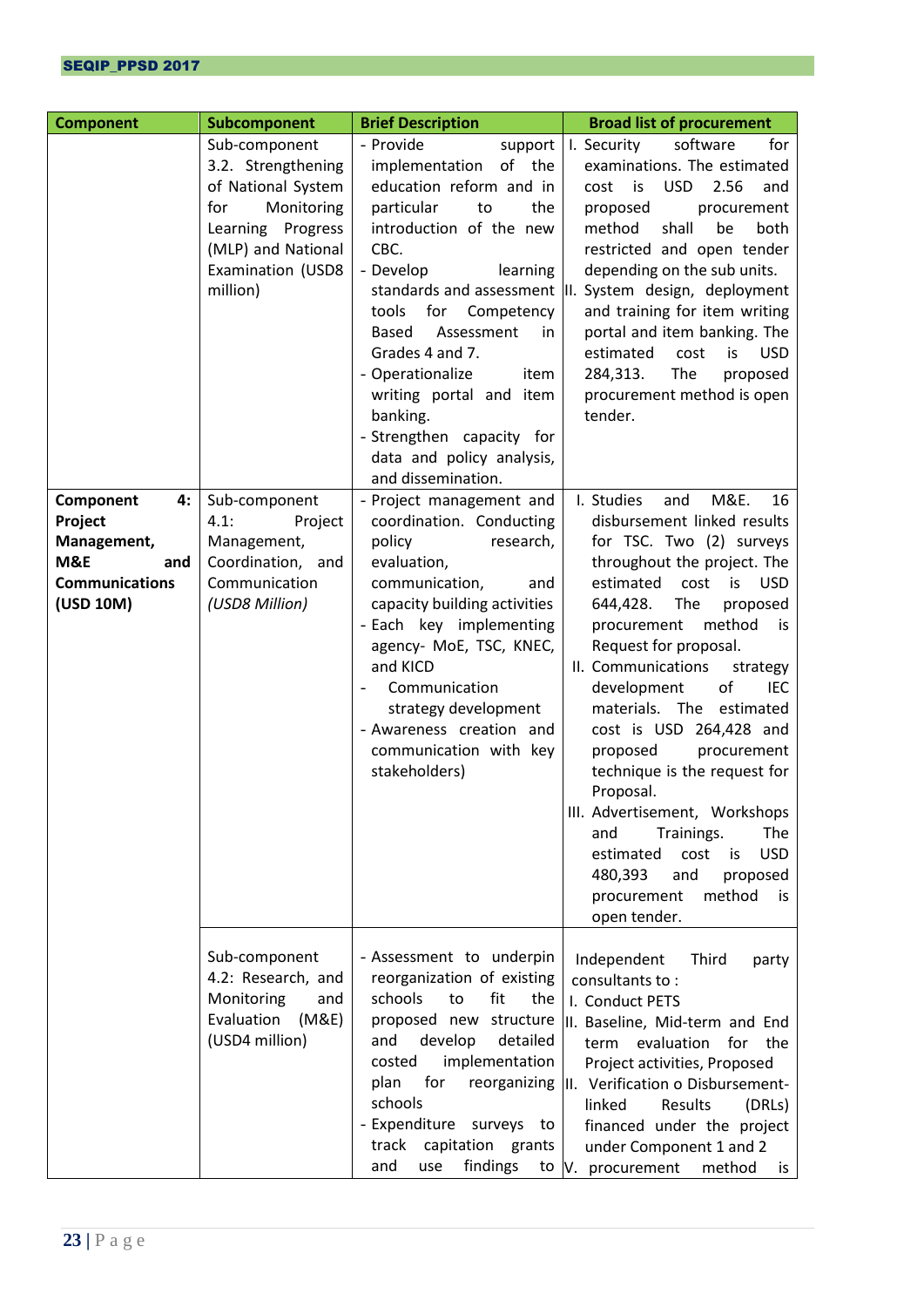| Component | Subcomponent | Brief Description | Broad list of procurement |
|---|---|---|---|
| | Sub-component 3.2. Strengthening of National System for Monitoring Learning Progress (MLP) and National Examination (USD8 million) | - Provide support implementation of the education reform and in particular to the introduction of the new CBC.<br>- Develop learning standards and assessment tools for Competency Based Assessment in Grades 4 and 7.<br>- Operationalize item writing portal and item banking.<br>- Strengthen capacity for data and policy analysis, and dissemination. | I. Security software for examinations. The estimated cost is USD 2.56 and proposed procurement method shall be both restricted and open tender depending on the sub units.<br>II. System design, deployment and training for item writing portal and item banking. The estimated cost is USD 284,313. The proposed procurement method is open tender. |
| **Component 4: Project Management, M&E and Communications (USD 10M)** | Sub-component 4.1: Project Management, Coordination, and Communication *(USD8 Million)* | - Project management and coordination. Conducting policy research, evaluation, communication, and capacity building activities<br>- Each key implementing agency- MoE, TSC, KNEC, and KICD<br>- Communication strategy development<br>- Awareness creation and communication with key stakeholders) | I. Studies and M&E. 16 disbursement linked results for TSC. Two (2) surveys throughout the project. The estimated cost is USD 644,428. The proposed procurement method is Request for proposal.<br>II. Communications strategy development of IEC materials. The estimated cost is USD 264,428 and proposed procurement technique is the request for Proposal.<br>III. Advertisement, Workshops and Trainings. The estimated cost is USD 480,393 and proposed procurement method is open tender. |
| | Sub-component 4.2: Research, and Monitoring and Evaluation (M&E) (USD4 million) | - Assessment to underpin reorganization of existing schools to fit the proposed new structure and develop detailed costed implementation plan for reorganizing schools<br>- Expenditure surveys to track capitation grants and use findings to | Independent Third party consultants to :<br>I. Conduct PETS<br>II. Baseline, Mid-term and End term evaluation for the Project activities, Proposed<br>II. Verification o Disbursement-linked Results (DRLs) financed under the project under Component 1 and 2<br>V. procurement method is |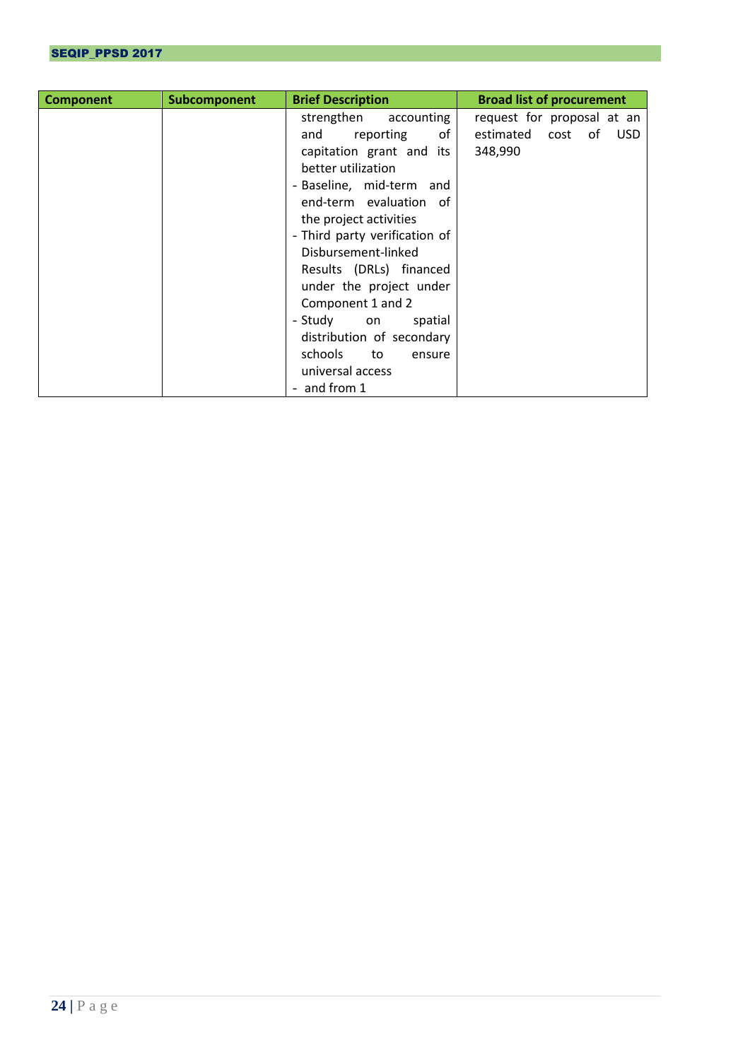| Component | Subcomponent | Brief Description | Broad list of procurement |
|---|---|---|---|
| | | strengthen accounting and reporting of capitation grant and its better utilization<br>- Baseline, mid-term and end-term evaluation of the project activities<br>- Third party verification of Disbursement-linked Results (DRLs) financed under the project under Component 1 and 2<br>- Study on spatial distribution of secondary schools to ensure universal access<br>- and from 1 | request for proposal at an estimated cost of USD 348,990 |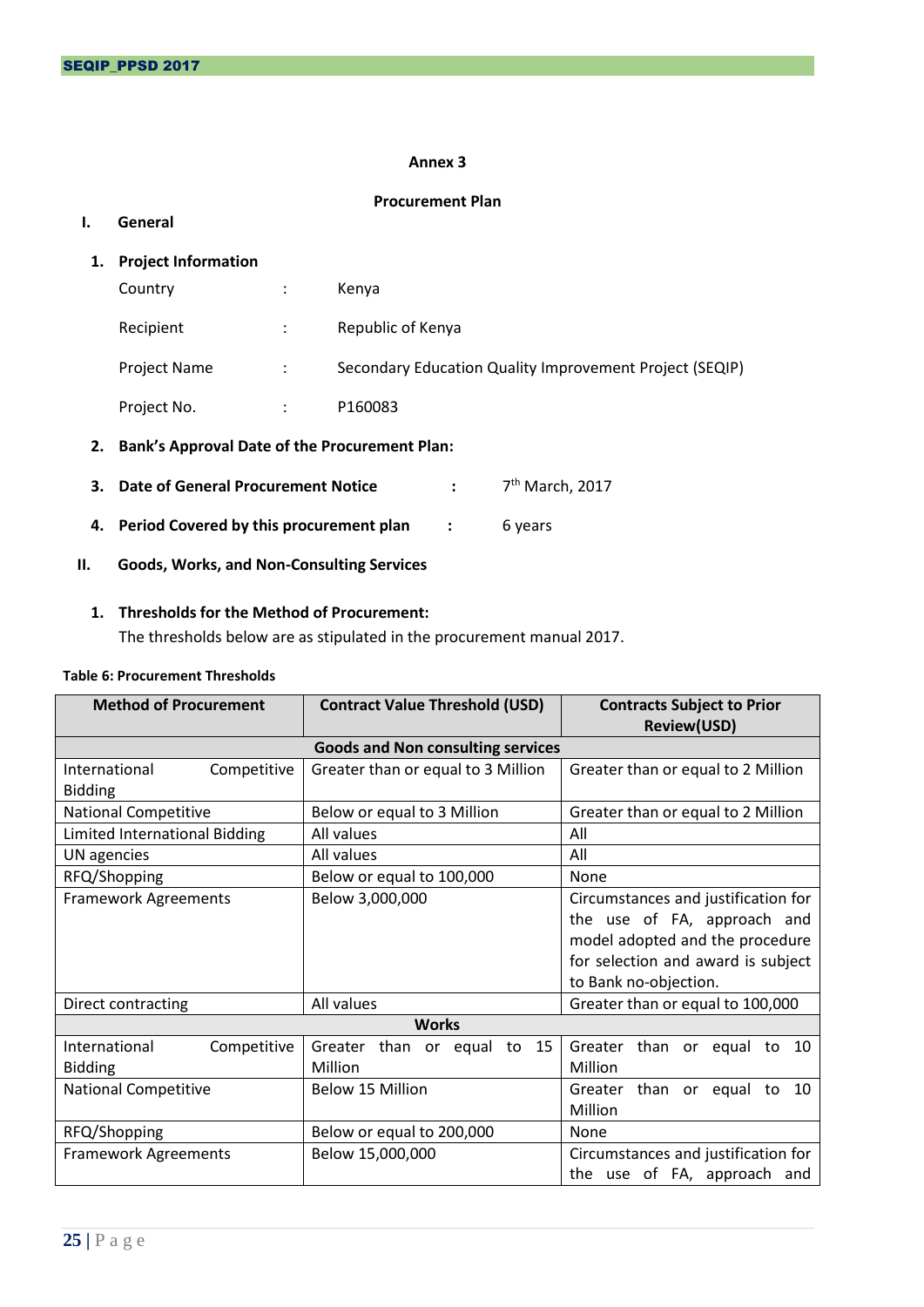# Annex 3

## Procurement Plan

## I. General

### 1. Project Information

Country : Kenya

Recipient : Republic of Kenya

Project Name : Secondary Education Quality Improvement Project (SEQIP)

Project No. : P160083

### 2. Bank's Approval Date of the Procurement Plan:

### 3. Date of General Procurement Notice : 7th March, 2017

### 4. Period Covered by this procurement plan : 6 years

## II. Goods, Works, and Non-Consulting Services

### 1. Thresholds for the Method of Procurement:

The thresholds below are as stipulated in the procurement manual 2017.

**Table 6: Procurement Thresholds**

| Method of Procurement | Contract Value Threshold (USD) | Contracts Subject to Prior Review(USD) |
|---|---|---|
| **Goods and Non consulting services** | | |
| International Competitive Bidding | Greater than or equal to 3 Million | Greater than or equal to 2 Million |
| National Competitive | Below or equal to 3 Million | Greater than or equal to 2 Million |
| Limited International Bidding | All values | All |
| UN agencies | All values | All |
| RFQ/Shopping | Below or equal to 100,000 | None |
| Framework Agreements | Below 3,000,000 | Circumstances and justification for the use of FA, approach and model adopted and the procedure for selection and award is subject to Bank no-objection. |
| Direct contracting | All values | Greater than or equal to 100,000 |
| **Works** | | |
| International Competitive Bidding | Greater than or equal to 15 Million | Greater than or equal to 10 Million |
| National Competitive | Below 15 Million | Greater than or equal to 10 Million |
| RFQ/Shopping | Below or equal to 200,000 | None |
| Framework Agreements | Below 15,000,000 | Circumstances and justification for the use of FA, approach and |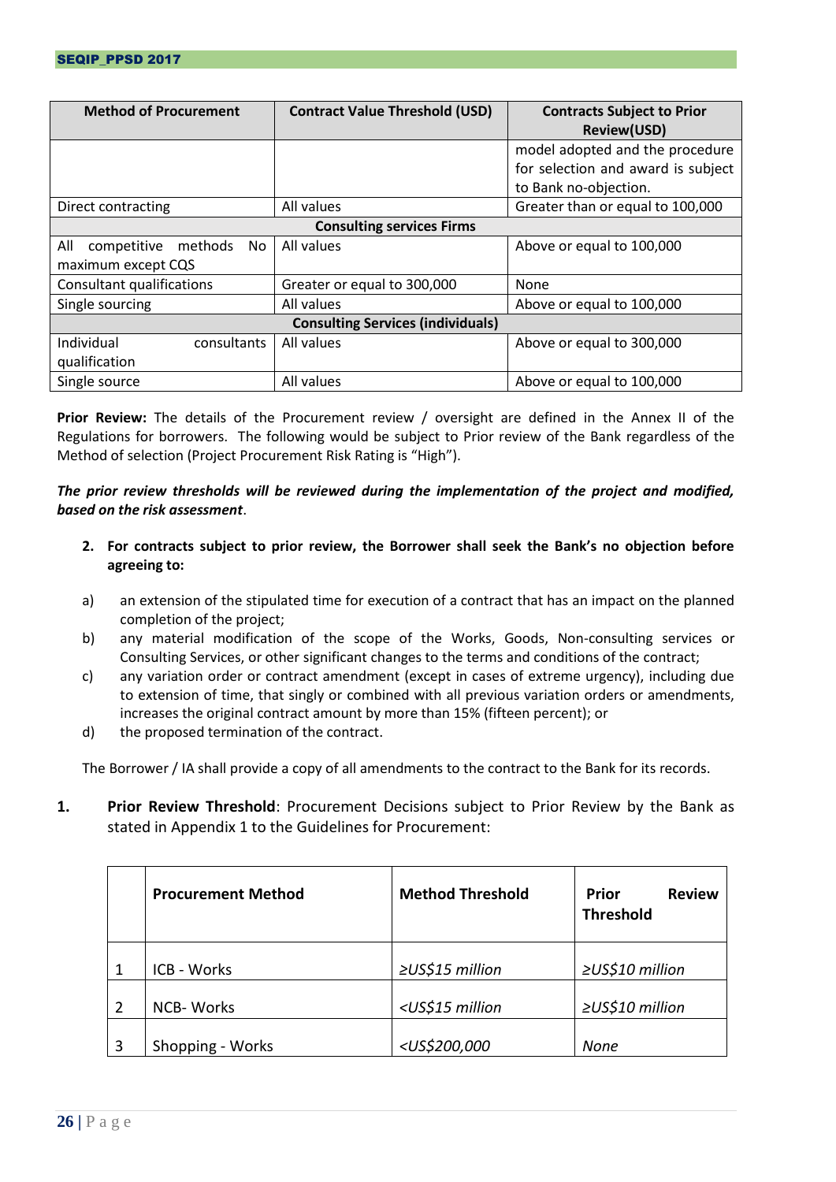| Method of Procurement | Contract Value Threshold (USD) | Contracts Subject to Prior Review(USD) |
|---|---|---|
| | | model adopted and the procedure for selection and award is subject to Bank no-objection. |
| Direct contracting | All values | Greater than or equal to 100,000 |
| **Consulting services Firms** | | |
| All competitive methods No maximum except CQS | All values | Above or equal to 100,000 |
| Consultant qualifications | Greater or equal to 300,000 | None |
| Single sourcing | All values | Above or equal to 100,000 |
| **Consulting Services (individuals)** | | |
| Individual consultants qualification | All values | Above or equal to 300,000 |
| Single source | All values | Above or equal to 100,000 |

**Prior Review:** The details of the Procurement review / oversight are defined in the Annex II of the Regulations for borrowers. The following would be subject to Prior review of the Bank regardless of the Method of selection (Project Procurement Risk Rating is "High").

***The prior review thresholds will be reviewed during the implementation of the project and modified, based on the risk assessment***.

2. **For contracts subject to prior review, the Borrower shall seek the Bank's no objection before agreeing to:**

a) an extension of the stipulated time for execution of a contract that has an impact on the planned completion of the project;

b) any material modification of the scope of the Works, Goods, Non-consulting services or Consulting Services, or other significant changes to the terms and conditions of the contract;

c) any variation order or contract amendment (except in cases of extreme urgency), including due to extension of time, that singly or combined with all previous variation orders or amendments, increases the original contract amount by more than 15% (fifteen percent); or

d) the proposed termination of the contract.

The Borrower / IA shall provide a copy of all amendments to the contract to the Bank for its records.

1. **Prior Review Threshold**: Procurement Decisions subject to Prior Review by the Bank as stated in Appendix 1 to the Guidelines for Procurement:

| | Procurement Method | Method Threshold | Prior Review Threshold |
|---|---|---|---|
| 1 | ICB - Works | *≥US$15 million* | *≥US$10 million* |
| 2 | NCB- Works | *<US$15 million* | *≥US$10 million* |
| 3 | Shopping - Works | *<US$200,000* | *None* |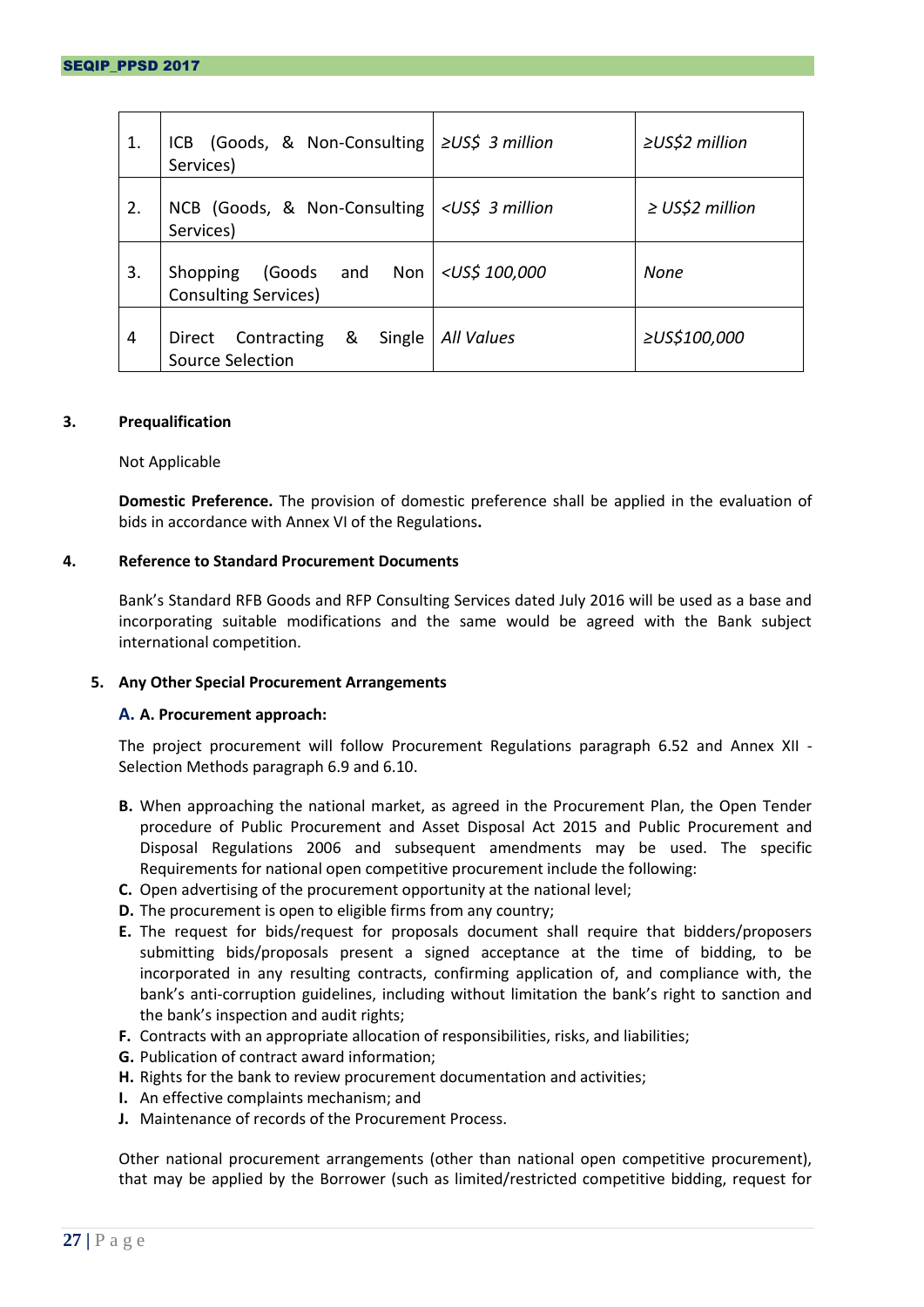| | | | |
|---|---|---|---|
| 1. | ICB (Goods, & Non-Consulting Services) | *≥US$ 3 million* | *≥US$2 million* |
| 2. | NCB (Goods, & Non-Consulting Services) | *<US$ 3 million* | *≥ US$2 million* |
| 3. | Shopping (Goods and Non Consulting Services) | *<US$ 100,000* | *None* |
| 4 | Direct Contracting & Single Source Selection | *All Values* | *≥US$100,000* |

**3. Prequalification**

Not Applicable

**Domestic Preference.** The provision of domestic preference shall be applied in the evaluation of bids in accordance with Annex VI of the Regulations**.**

**4. Reference to Standard Procurement Documents**

Bank's Standard RFB Goods and RFP Consulting Services dated July 2016 will be used as a base and incorporating suitable modifications and the same would be agreed with the Bank subject international competition.

**5. Any Other Special Procurement Arrangements**

**A. A. Procurement approach:**

The project procurement will follow Procurement Regulations paragraph 6.52 and Annex XII - Selection Methods paragraph 6.9 and 6.10.

**B.** When approaching the national market, as agreed in the Procurement Plan, the Open Tender procedure of Public Procurement and Asset Disposal Act 2015 and Public Procurement and Disposal Regulations 2006 and subsequent amendments may be used. The specific Requirements for national open competitive procurement include the following:
**C.** Open advertising of the procurement opportunity at the national level;
**D.** The procurement is open to eligible firms from any country;
**E.** The request for bids/request for proposals document shall require that bidders/proposers submitting bids/proposals present a signed acceptance at the time of bidding, to be incorporated in any resulting contracts, confirming application of, and compliance with, the bank's anti-corruption guidelines, including without limitation the bank's right to sanction and the bank's inspection and audit rights;
**F.** Contracts with an appropriate allocation of responsibilities, risks, and liabilities;
**G.** Publication of contract award information;
**H.** Rights for the bank to review procurement documentation and activities;
**I.** An effective complaints mechanism; and
**J.** Maintenance of records of the Procurement Process.

Other national procurement arrangements (other than national open competitive procurement), that may be applied by the Borrower (such as limited/restricted competitive bidding, request for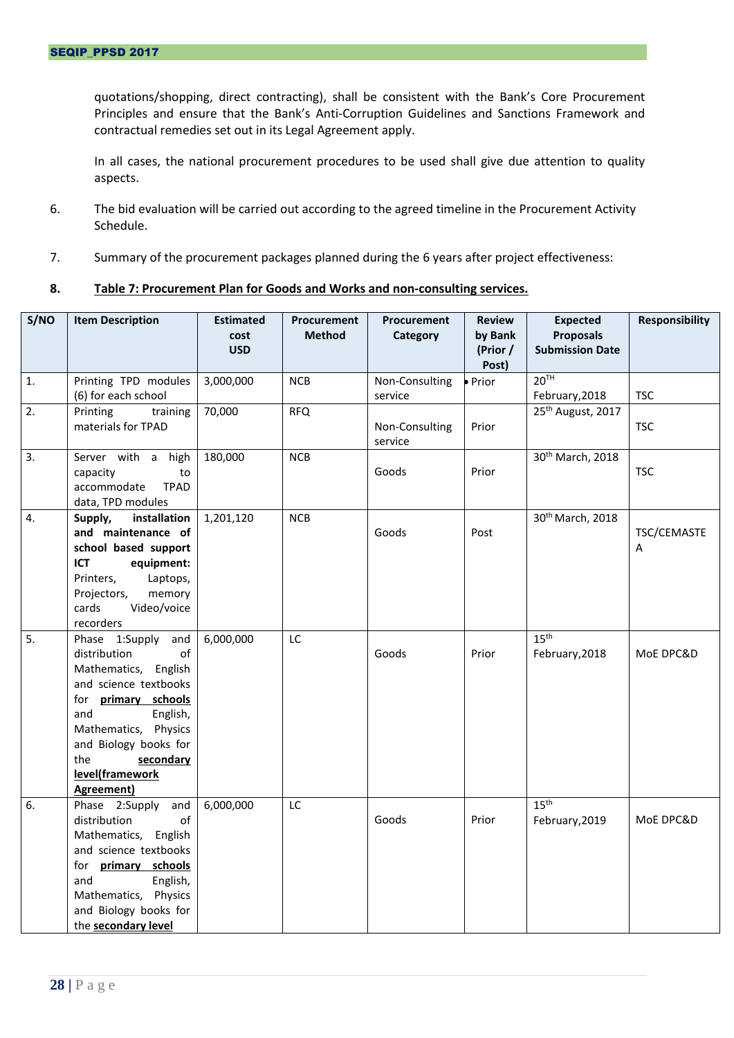quotations/shopping, direct contracting), shall be consistent with the Bank's Core Procurement Principles and ensure that the Bank's Anti-Corruption Guidelines and Sanctions Framework and contractual remedies set out in its Legal Agreement apply.

In all cases, the national procurement procedures to be used shall give due attention to quality aspects.

6. The bid evaluation will be carried out according to the agreed timeline in the Procurement Activity Schedule.

7. Summary of the procurement packages planned during the 6 years after project effectiveness:

8. **Table 7: Procurement Plan for Goods and Works and non-consulting services.**

| S/NO | Item Description | Estimated cost USD | Procurement Method | Procurement Category | Review by Bank (Prior / Post) | Expected Proposals Submission Date | Responsibility |
|---|---|---|---|---|---|---|---|
| 1. | Printing TPD modules (6) for each school | 3,000,000 | NCB | Non-Consulting service | Prior | 20TH February,2018 | TSC |
| 2. | Printing training materials for TPAD | 70,000 | RFQ | Non-Consulting service | Prior | 25th August, 2017 | TSC |
| 3. | Server with a high capacity to accommodate TPAD data, TPD modules | 180,000 | NCB | Goods | Prior | 30th March, 2018 | TSC |
| 4. | **Supply, installation and maintenance of school based support ICT equipment:** Printers, Laptops, Projectors, memory cards Video/voice recorders | 1,201,120 | NCB | Goods | Post | 30th March, 2018 | TSC/CEMASTEA |
| 5. | Phase 1:Supply and distribution of Mathematics, English and science textbooks for **primary schools** and English, Mathematics, Physics and Biology books for the **secondary level(framework Agreement)** | 6,000,000 | LC | Goods | Prior | 15th February,2018 | MoE DPC&D |
| 6. | Phase 2:Supply and distribution of Mathematics, English and science textbooks for **primary schools** and English, Mathematics, Physics and Biology books for the **secondary level** | 6,000,000 | LC | Goods | Prior | 15th February,2019 | MoE DPC&D |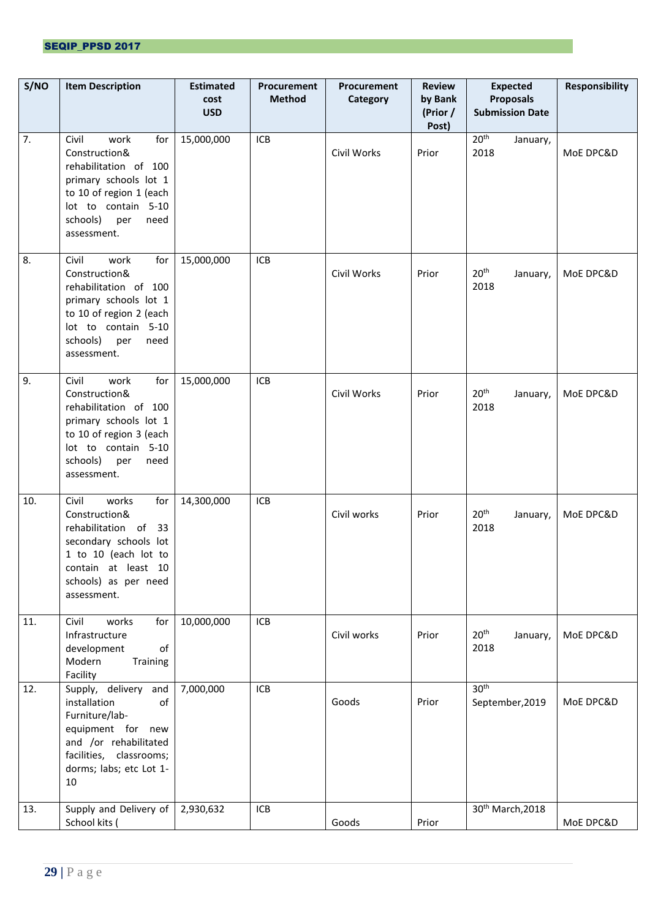| S/NO | Item Description | Estimated cost USD | Procurement Method | Procurement Category | Review by Bank (Prior / Post) | Expected Proposals Submission Date | Responsibility |
|---|---|---|---|---|---|---|---|
| 7. | Civil work for Construction& rehabilitation of 100 primary schools lot 1 to 10 of region 1 (each lot to contain 5-10 schools) per need assessment. | 15,000,000 | ICB | Civil Works | Prior | 20th January, 2018 | MoE DPC&D |
| 8. | Civil work for Construction& rehabilitation of 100 primary schools lot 1 to 10 of region 2 (each lot to contain 5-10 schools) per need assessment. | 15,000,000 | ICB | Civil Works | Prior | 20th January, 2018 | MoE DPC&D |
| 9. | Civil work for Construction& rehabilitation of 100 primary schools lot 1 to 10 of region 3 (each lot to contain 5-10 schools) per need assessment. | 15,000,000 | ICB | Civil Works | Prior | 20th January, 2018 | MoE DPC&D |
| 10. | Civil works for Construction& rehabilitation of 33 secondary schools lot 1 to 10 (each lot to contain at least 10 schools) as per need assessment. | 14,300,000 | ICB | Civil works | Prior | 20th January, 2018 | MoE DPC&D |
| 11. | Civil works for Infrastructure development of Modern Training Facility | 10,000,000 | ICB | Civil works | Prior | 20th January, 2018 | MoE DPC&D |
| 12. | Supply, delivery and installation of Furniture/lab-equipment for new and /or rehabilitated facilities, classrooms; dorms; labs; etc Lot 1-10 | 7,000,000 | ICB | Goods | Prior | 30th September,2019 | MoE DPC&D |
| 13. | Supply and Delivery of School kits ( | 2,930,632 | ICB | Goods | Prior | 30th March,2018 | MoE DPC&D |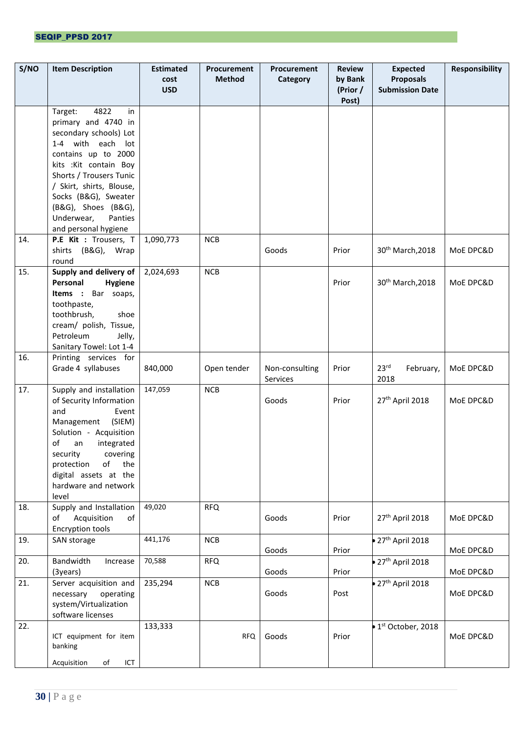| S/NO | Item Description | Estimated cost USD | Procurement Method | Procurement Category | Review by Bank (Prior / Post) | Expected Proposals Submission Date | Responsibility |
|---|---|---|---|---|---|---|---|
| | Target: 4822 in primary and 4740 in secondary schools) Lot 1-4 with each lot contains up to 2000 kits :Kit contain Boy Shorts / Trousers Tunic / Skirt, shirts, Blouse, Socks (B&G), Sweater (B&G), Shoes (B&G), Underwear, Panties and personal hygiene | | | | | | |
| 14. | **P.E Kit :** Trousers, T shirts (B&G), Wrap round | 1,090,773 | NCB | Goods | Prior | 30th March,2018 | MoE DPC&D |
| 15. | **Supply and delivery of Personal Hygiene Items :** Bar soaps, toothpaste, toothbrush, shoe cream/ polish, Tissue, Petroleum Jelly, Sanitary Towel: Lot 1-4 | 2,024,693 | NCB | | Prior | 30th March,2018 | MoE DPC&D |
| 16. | Printing services for Grade 4 syllabuses | 840,000 | Open tender | Non-consulting Services | Prior | 23rd February, 2018 | MoE DPC&D |
| 17. | Supply and installation of Security Information and Event Management (SIEM) Solution - Acquisition of an integrated security covering protection of the digital assets at the hardware and network level | 147,059 | NCB | Goods | Prior | 27th April 2018 | MoE DPC&D |
| 18. | Supply and Installation of Acquisition of Encryption tools | 49,020 | RFQ | Goods | Prior | 27th April 2018 | MoE DPC&D |
| 19. | SAN storage | 441,176 | NCB | Goods | Prior | 27th April 2018 | MoE DPC&D |
| 20. | Bandwidth Increase (3years) | 70,588 | RFQ | Goods | Prior | 27th April 2018 | MoE DPC&D |
| 21. | Server acquisition and necessary operating system/Virtualization software licenses | 235,294 | NCB | Goods | Post | 27th April 2018 | MoE DPC&D |
| 22. | ICT equipment for item banking Acquisition of ICT | 133,333 | RFQ | Goods | Prior | 1st October, 2018 | MoE DPC&D |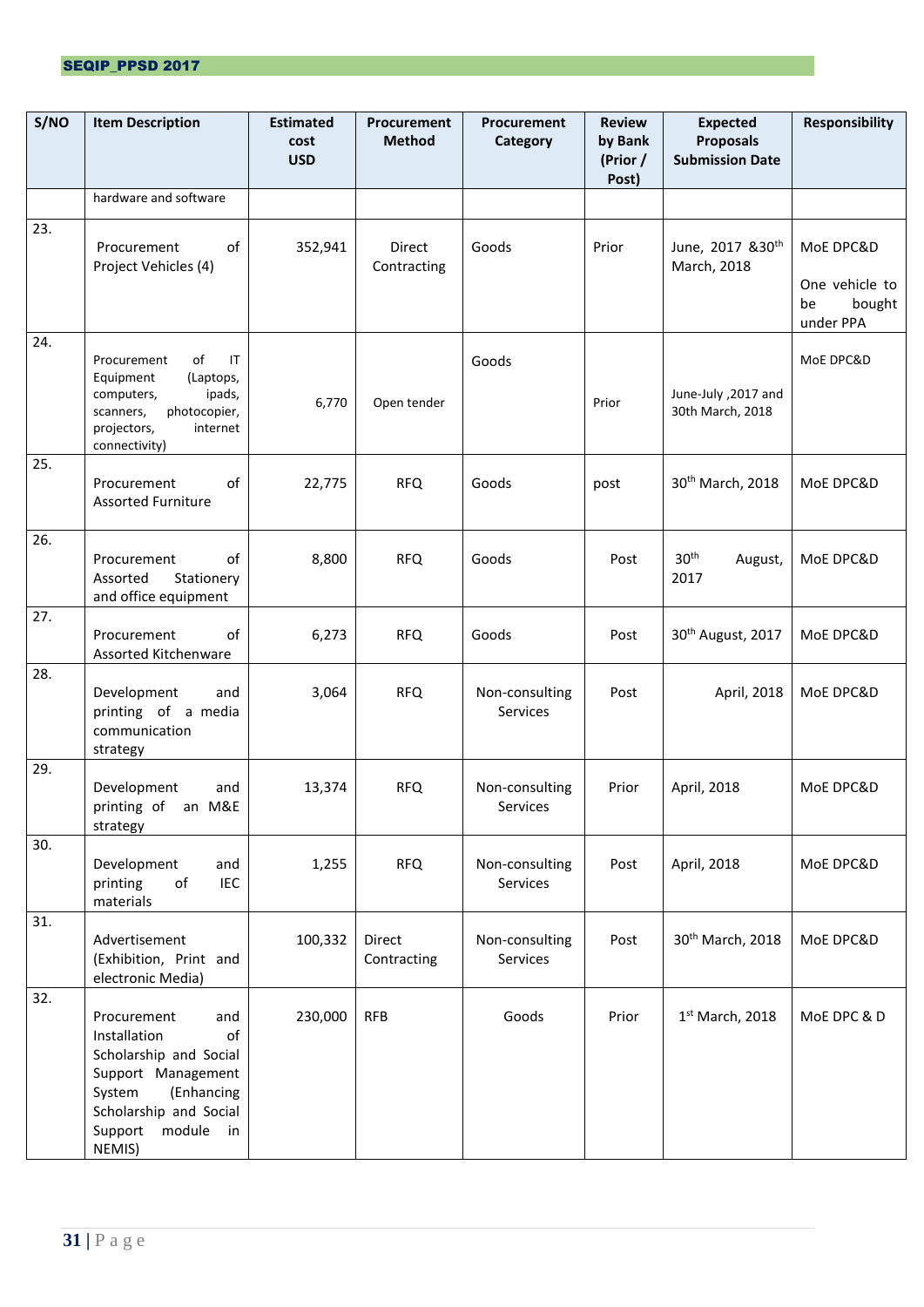| S/NO | Item Description | Estimated cost USD | Procurement Method | Procurement Category | Review by Bank (Prior / Post) | Expected Proposals Submission Date | Responsibility |
|---|---|---|---|---|---|---|---|
| | hardware and software | | | | | | |
| 23. | Procurement of Project Vehicles (4) | 352,941 | Direct Contracting | Goods | Prior | June, 2017 &30th March, 2018 | MoE DPC&D<br>One vehicle to be bought under PPA |
| 24. | Procurement of IT Equipment (Laptops, computers, ipads, scanners, photocopier, projectors, internet connectivity) | 6,770 | Open tender | Goods | Prior | June-July ,2017 and 30th March, 2018 | MoE DPC&D |
| 25. | Procurement of Assorted Furniture | 22,775 | RFQ | Goods | post | 30th March, 2018 | MoE DPC&D |
| 26. | Procurement of Assorted Stationery and office equipment | 8,800 | RFQ | Goods | Post | 30th August, 2017 | MoE DPC&D |
| 27. | Procurement of Assorted Kitchenware | 6,273 | RFQ | Goods | Post | 30th August, 2017 | MoE DPC&D |
| 28. | Development and printing of a media communication strategy | 3,064 | RFQ | Non-consulting Services | Post | April, 2018 | MoE DPC&D |
| 29. | Development and printing of an M&E strategy | 13,374 | RFQ | Non-consulting Services | Prior | April, 2018 | MoE DPC&D |
| 30. | Development and printing of IEC materials | 1,255 | RFQ | Non-consulting Services | Post | April, 2018 | MoE DPC&D |
| 31. | Advertisement (Exhibition, Print and electronic Media) | 100,332 | Direct Contracting | Non-consulting Services | Post | 30th March, 2018 | MoE DPC&D |
| 32. | Procurement and Installation of Scholarship and Social Support Management System (Enhancing Scholarship and Social Support module in NEMIS) | 230,000 | RFB | Goods | Prior | 1st March, 2018 | MoE DPC & D |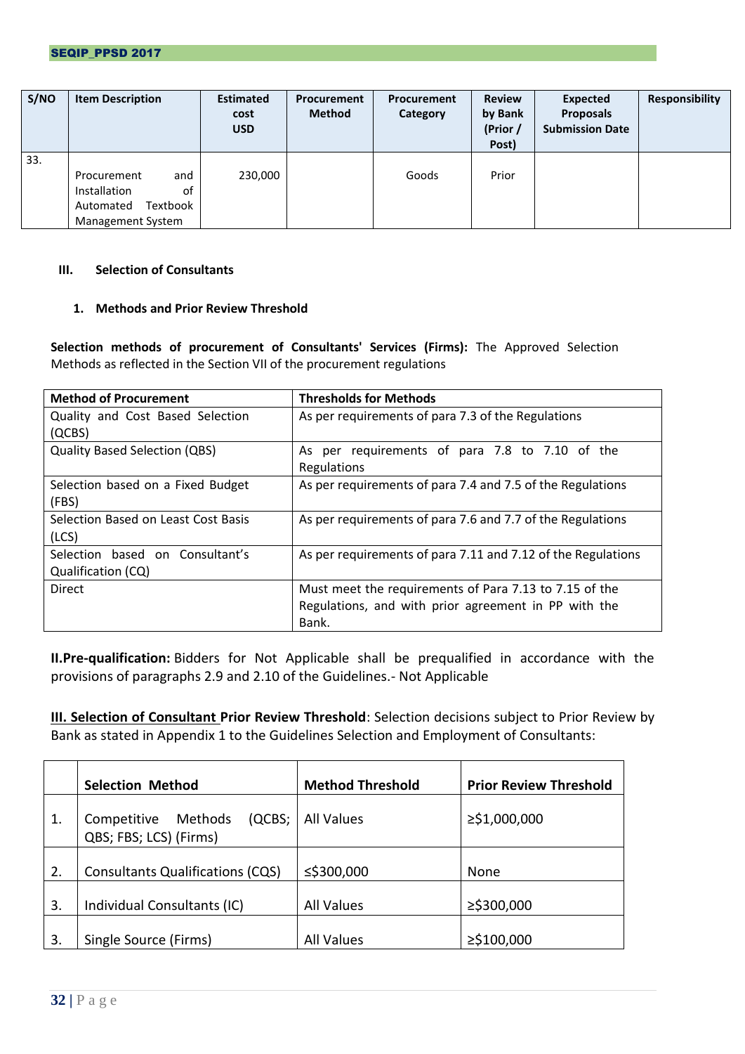| S/NO | Item Description | Estimated cost USD | Procurement Method | Procurement Category | Review by Bank (Prior / Post) | Expected Proposals Submission Date | Responsibility |
|---|---|---|---|---|---|---|---|
| 33. | Procurement and Installation of Automated Textbook Management System | 230,000 | | Goods | Prior | | |

### III. Selection of Consultants

#### 1. Methods and Prior Review Threshold

**Selection methods of procurement of Consultants' Services (Firms):** The Approved Selection Methods as reflected in the Section VII of the procurement regulations

| Method of Procurement | Thresholds for Methods |
|---|---|
| Quality and Cost Based Selection (QCBS) | As per requirements of para 7.3 of the Regulations |
| Quality Based Selection (QBS) | As per requirements of para 7.8 to 7.10 of the Regulations |
| Selection based on a Fixed Budget (FBS) | As per requirements of para 7.4 and 7.5 of the Regulations |
| Selection Based on Least Cost Basis (LCS) | As per requirements of para 7.6 and 7.7 of the Regulations |
| Selection based on Consultant's Qualification (CQ) | As per requirements of para 7.11 and 7.12 of the Regulations |
| Direct | Must meet the requirements of Para 7.13 to 7.15 of the Regulations, and with prior agreement in PP with the Bank. |

**II.Pre-qualification:** Bidders for Not Applicable shall be prequalified in accordance with the provisions of paragraphs 2.9 and 2.10 of the Guidelines.- Not Applicable

**III. Selection of Consultant Prior Review Threshold**: Selection decisions subject to Prior Review by Bank as stated in Appendix 1 to the Guidelines Selection and Employment of Consultants:

| | Selection Method | Method Threshold | Prior Review Threshold |
|---|---|---|---|
| 1. | Competitive Methods (QCBS; QBS; FBS; LCS) (Firms) | All Values | ≥$1,000,000 |
| 2. | Consultants Qualifications (CQS) | ≤$300,000 | None |
| 3. | Individual Consultants (IC) | All Values | ≥$300,000 |
| 3. | Single Source (Firms) | All Values | ≥$100,000 |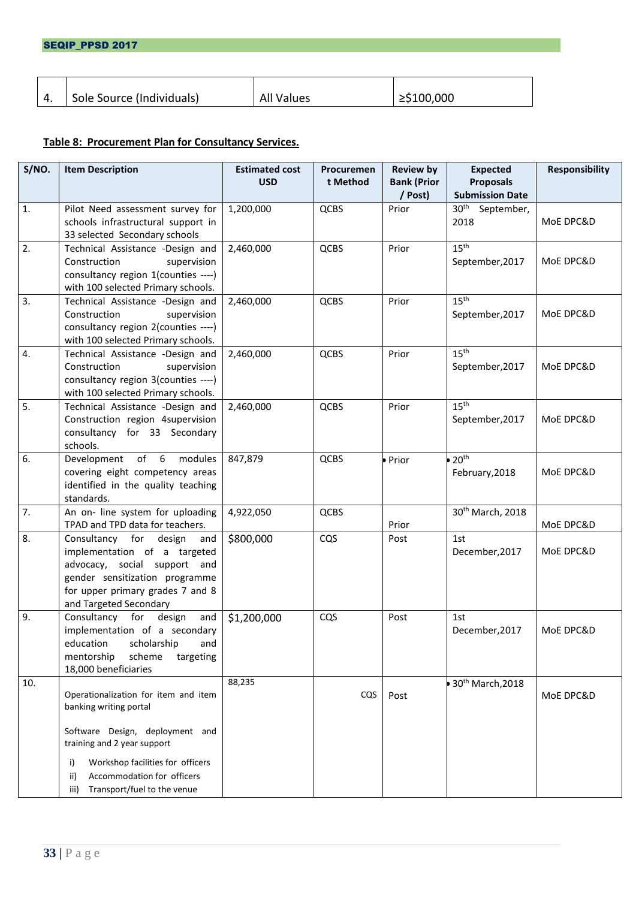| | | | |
|---|---|---|---|
| 4. | Sole Source (Individuals) | All Values | ≥$100,000 |

**Table 8: Procurement Plan for Consultancy Services.**

| S/NO. | Item Description | Estimated cost USD | Procurement Method | Review by Bank (Prior / Post) | Expected Proposals Submission Date | Responsibility |
|---|---|---|---|---|---|---|
| 1. | Pilot Need assessment survey for schools infrastructural support in 33 selected Secondary schools | 1,200,000 | QCBS | Prior | 30th September, 2018 | MoE DPC&D |
| 2. | Technical Assistance -Design and Construction supervision consultancy region 1(counties ----) with 100 selected Primary schools. | 2,460,000 | QCBS | Prior | 15th September,2017 | MoE DPC&D |
| 3. | Technical Assistance -Design and Construction supervision consultancy region 2(counties ----) with 100 selected Primary schools. | 2,460,000 | QCBS | Prior | 15th September,2017 | MoE DPC&D |
| 4. | Technical Assistance -Design and Construction supervision consultancy region 3(counties ----) with 100 selected Primary schools. | 2,460,000 | QCBS | Prior | 15th September,2017 | MoE DPC&D |
| 5. | Technical Assistance -Design and Construction region 4supervision consultancy for 33 Secondary schools. | 2,460,000 | QCBS | Prior | 15th September,2017 | MoE DPC&D |
| 6. | Development of 6 modules covering eight competency areas identified in the quality teaching standards. | 847,879 | QCBS | • Prior | • 20th February,2018 | MoE DPC&D |
| 7. | An on- line system for uploading TPAD and TPD data for teachers. | 4,922,050 | QCBS | Prior | 30th March, 2018 | MoE DPC&D |
| 8. | Consultancy for design and implementation of a targeted advocacy, social support and gender sensitization programme for upper primary grades 7 and 8 and Targeted Secondary | $800,000 | CQS | Post | 1st December,2017 | MoE DPC&D |
| 9. | Consultancy for design and implementation of a secondary education scholarship and mentorship scheme targeting 18,000 beneficiaries | $1,200,000 | CQS | Post | 1st December,2017 | MoE DPC&D |
| 10. | Operationalization for item and item banking writing portal<br><br>Software Design, deployment and training and 2 year support<br><br>i) Workshop facilities for officers<br>ii) Accommodation for officers<br>iii) Transport/fuel to the venue | 88,235 | CQS | Post | • 30th March,2018 | MoE DPC&D |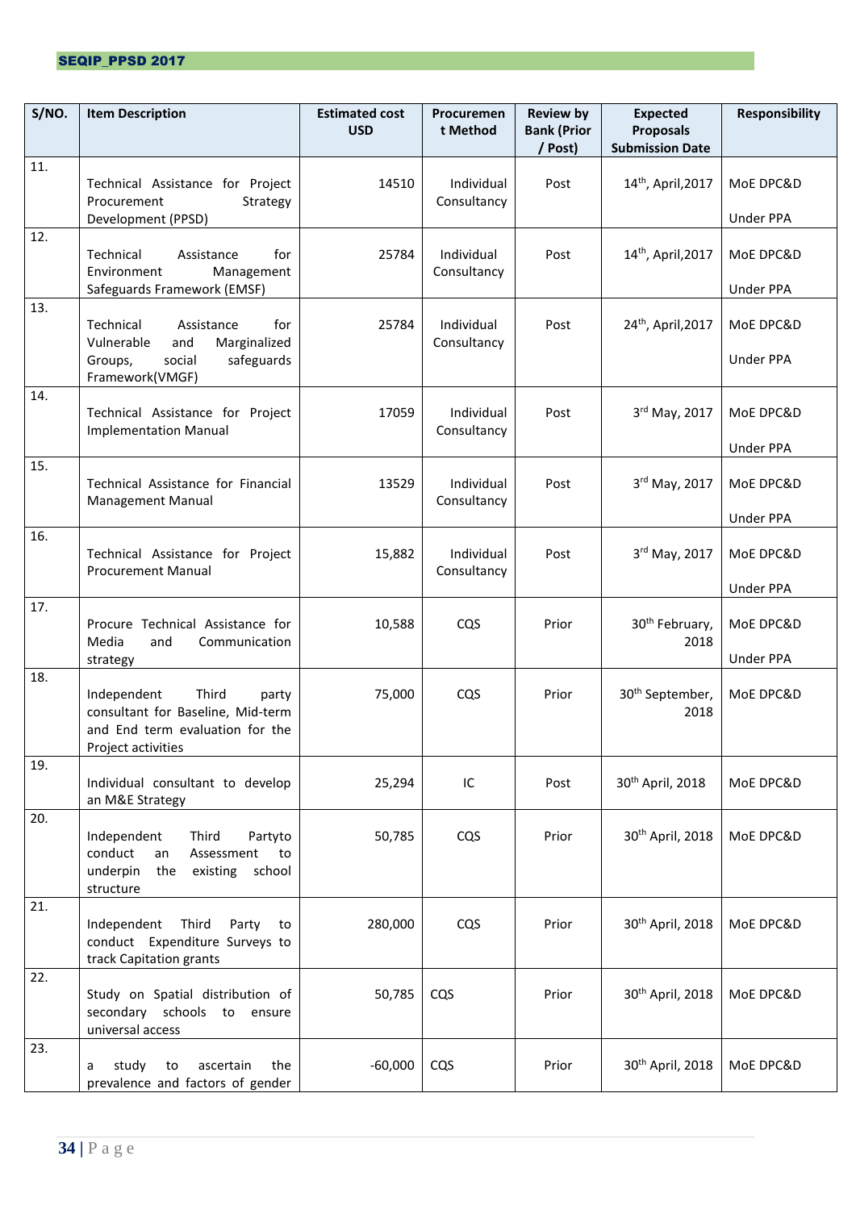| S/NO. | Item Description | Estimated cost USD | Procurement Method | Review by Bank (Prior / Post) | Expected Proposals Submission Date | Responsibility |
|---|---|---|---|---|---|---|
| 11. | Technical Assistance for Project Procurement Strategy Development (PPSD) | 14510 | Individual Consultancy | Post | 14th, April,2017 | MoE DPC&D<br><br>Under PPA |
| 12. | Technical Assistance for Environment Management Safeguards Framework (EMSF) | 25784 | Individual Consultancy | Post | 14th, April,2017 | MoE DPC&D<br><br>Under PPA |
| 13. | Technical Assistance for Vulnerable and Marginalized Groups, social safeguards Framework(VMGF) | 25784 | Individual Consultancy | Post | 24th, April,2017 | MoE DPC&D<br><br>Under PPA |
| 14. | Technical Assistance for Project Implementation Manual | 17059 | Individual Consultancy | Post | 3rd May, 2017 | MoE DPC&D<br><br>Under PPA |
| 15. | Technical Assistance for Financial Management Manual | 13529 | Individual Consultancy | Post | 3rd May, 2017 | MoE DPC&D<br><br>Under PPA |
| 16. | Technical Assistance for Project Procurement Manual | 15,882 | Individual Consultancy | Post | 3rd May, 2017 | MoE DPC&D<br><br>Under PPA |
| 17. | Procure Technical Assistance for Media and Communication strategy | 10,588 | CQS | Prior | 30th February, 2018 | MoE DPC&D<br><br>Under PPA |
| 18. | Independent Third party consultant for Baseline, Mid-term and End term evaluation for the Project activities | 75,000 | CQS | Prior | 30th September, 2018 | MoE DPC&D |
| 19. | Individual consultant to develop an M&E Strategy | 25,294 | IC | Post | 30th April, 2018 | MoE DPC&D |
| 20. | Independent Third Partyto conduct an Assessment to underpin the existing school structure | 50,785 | CQS | Prior | 30th April, 2018 | MoE DPC&D |
| 21. | Independent Third Party to conduct Expenditure Surveys to track Capitation grants | 280,000 | CQS | Prior | 30th April, 2018 | MoE DPC&D |
| 22. | Study on Spatial distribution of secondary schools to ensure universal access | 50,785 | CQS | Prior | 30th April, 2018 | MoE DPC&D |
| 23. | a study to ascertain the prevalence and factors of gender | -60,000 | CQS | Prior | 30th April, 2018 | MoE DPC&D |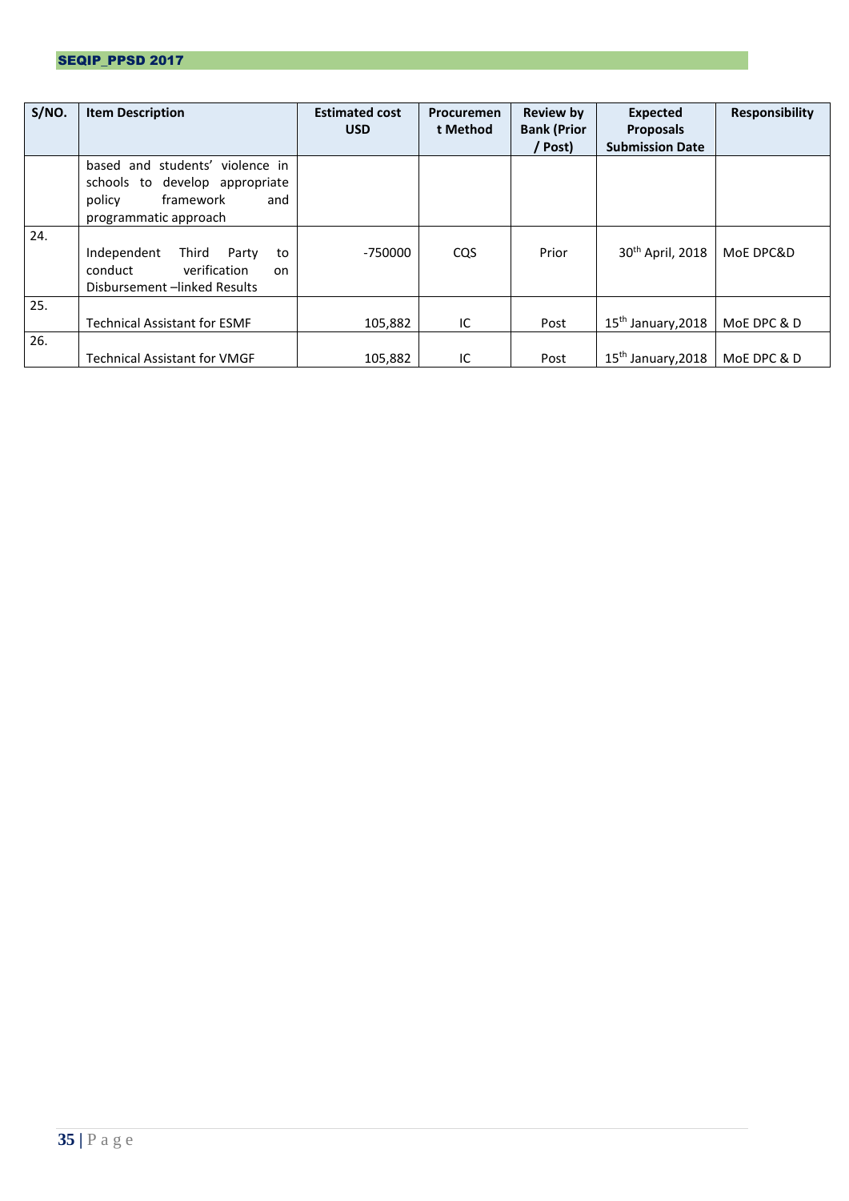| S/NO. | Item Description | Estimated cost USD | Procurement Method | Review by Bank (Prior / Post) | Expected Proposals Submission Date | Responsibility |
|---|---|---|---|---|---|---|
| | based and students' violence in schools to develop appropriate policy framework and programmatic approach | | | | | |
| 24. | Independent Third Party to conduct verification on Disbursement –linked Results | -750000 | CQS | Prior | 30th April, 2018 | MoE DPC&D |
| 25. | Technical Assistant for ESMF | 105,882 | IC | Post | 15th January,2018 | MoE DPC & D |
| 26. | Technical Assistant for VMGF | 105,882 | IC | Post | 15th January,2018 | MoE DPC & D |